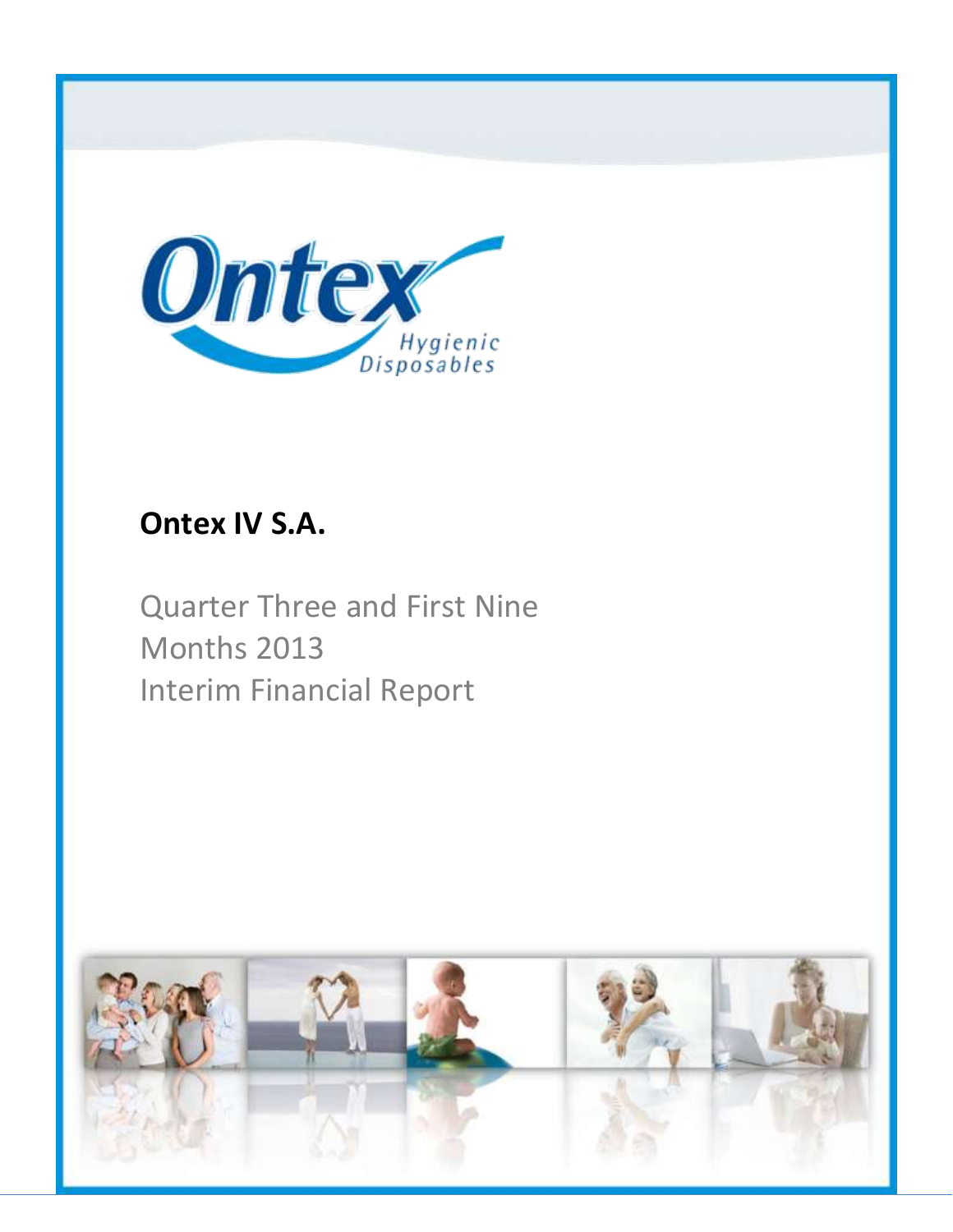Ontex

Hygienic Disposables

# Ontex IV S.A.

Quarter Three and First Nine Months 2013
Interim Financial Report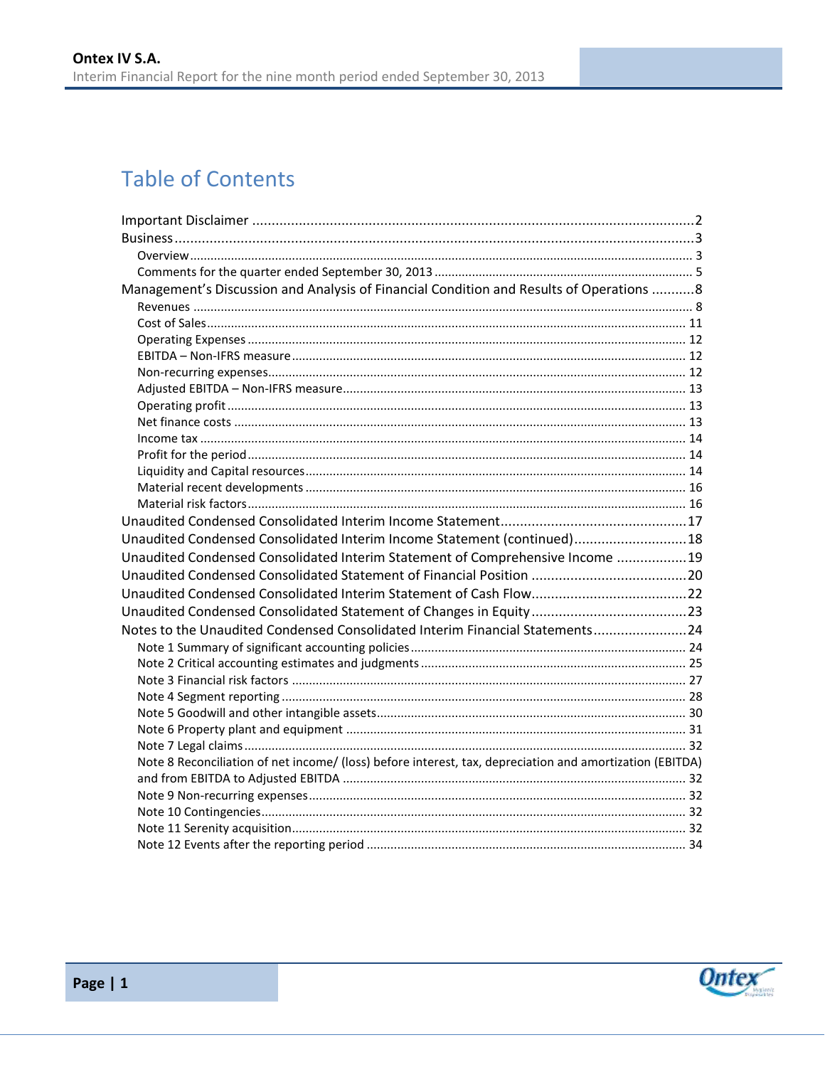# Table of Contents

- Important Disclaimer ..... 2
- Business ..... 3
  - Overview ..... 3
  - Comments for the quarter ended September 30, 2013 ..... 5
- Management's Discussion and Analysis of Financial Condition and Results of Operations ..... 8
  - Revenues ..... 8
  - Cost of Sales ..... 11
  - Operating Expenses ..... 12
  - EBITDA – Non-IFRS measure ..... 12
  - Non-recurring expenses ..... 12
  - Adjusted EBITDA – Non-IFRS measure ..... 13
  - Operating profit ..... 13
  - Net finance costs ..... 13
  - Income tax ..... 14
  - Profit for the period ..... 14
  - Liquidity and Capital resources ..... 14
  - Material recent developments ..... 16
  - Material risk factors ..... 16
- Unaudited Condensed Consolidated Interim Income Statement ..... 17
- Unaudited Condensed Consolidated Interim Income Statement (continued) ..... 18
- Unaudited Condensed Consolidated Interim Statement of Comprehensive Income ..... 19
- Unaudited Condensed Consolidated Statement of Financial Position ..... 20
- Unaudited Condensed Consolidated Interim Statement of Cash Flow ..... 22
- Unaudited Condensed Consolidated Statement of Changes in Equity ..... 23
- Notes to the Unaudited Condensed Consolidated Interim Financial Statements ..... 24
  - Note 1 Summary of significant accounting policies ..... 24
  - Note 2 Critical accounting estimates and judgments ..... 25
  - Note 3 Financial risk factors ..... 27
  - Note 4 Segment reporting ..... 28
  - Note 5 Goodwill and other intangible assets ..... 30
  - Note 6 Property plant and equipment ..... 31
  - Note 7 Legal claims ..... 32
  - Note 8 Reconciliation of net income/ (loss) before interest, tax, depreciation and amortization (EBITDA) and from EBITDA to Adjusted EBITDA ..... 32
  - Note 9 Non-recurring expenses ..... 32
  - Note 10 Contingencies ..... 32
  - Note 11 Serenity acquisition ..... 32
  - Note 12 Events after the reporting period ..... 34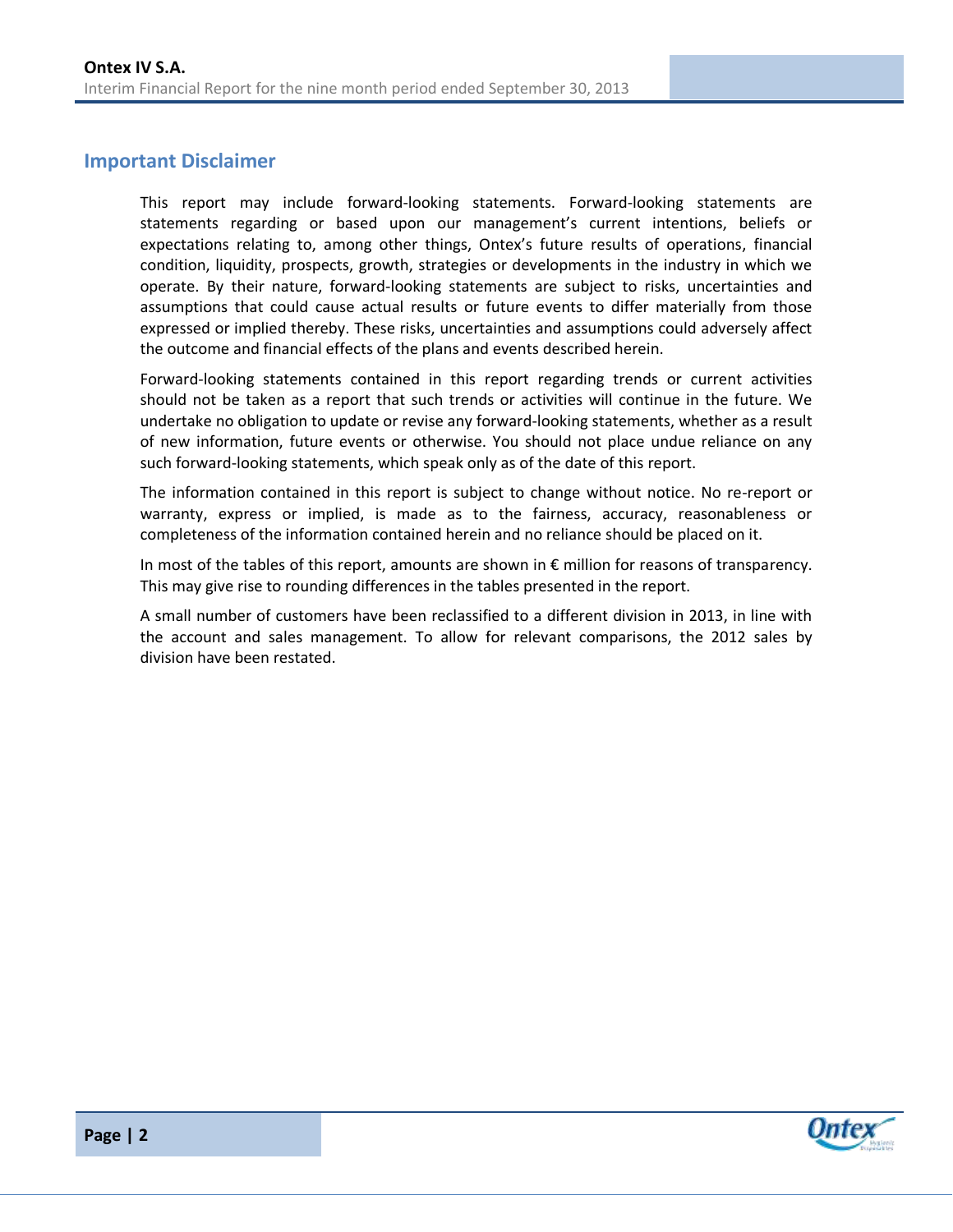## Important Disclaimer

This report may include forward-looking statements. Forward-looking statements are statements regarding or based upon our management's current intentions, beliefs or expectations relating to, among other things, Ontex's future results of operations, financial condition, liquidity, prospects, growth, strategies or developments in the industry in which we operate. By their nature, forward-looking statements are subject to risks, uncertainties and assumptions that could cause actual results or future events to differ materially from those expressed or implied thereby. These risks, uncertainties and assumptions could adversely affect the outcome and financial effects of the plans and events described herein.

Forward-looking statements contained in this report regarding trends or current activities should not be taken as a report that such trends or activities will continue in the future. We undertake no obligation to update or revise any forward-looking statements, whether as a result of new information, future events or otherwise. You should not place undue reliance on any such forward-looking statements, which speak only as of the date of this report.

The information contained in this report is subject to change without notice. No re-report or warranty, express or implied, is made as to the fairness, accuracy, reasonableness or completeness of the information contained herein and no reliance should be placed on it.

In most of the tables of this report, amounts are shown in € million for reasons of transparency. This may give rise to rounding differences in the tables presented in the report.

A small number of customers have been reclassified to a different division in 2013, in line with the account and sales management. To allow for relevant comparisons, the 2012 sales by division have been restated.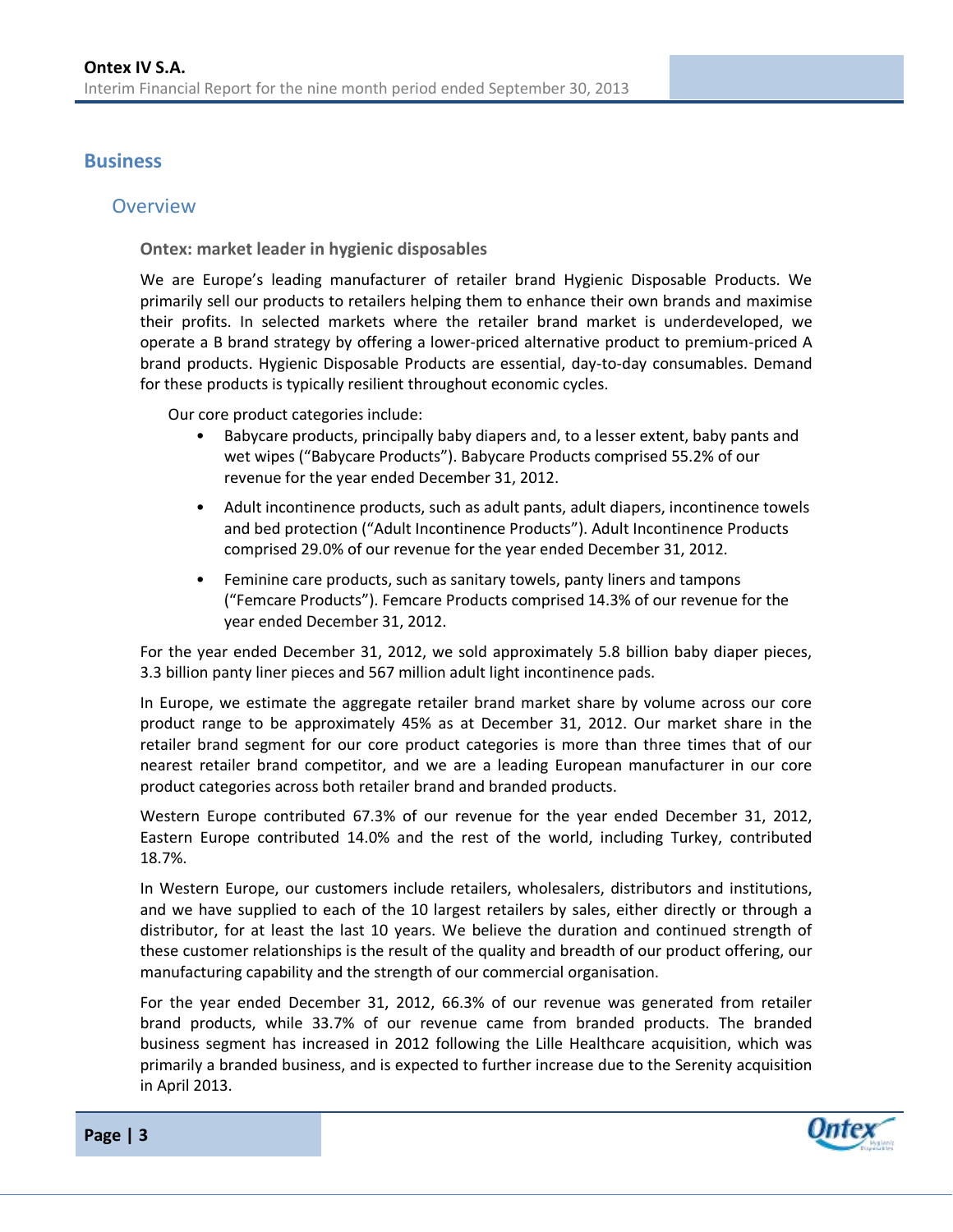# Business

## Overview

### Ontex: market leader in hygienic disposables

We are Europe's leading manufacturer of retailer brand Hygienic Disposable Products. We primarily sell our products to retailers helping them to enhance their own brands and maximise their profits. In selected markets where the retailer brand market is underdeveloped, we operate a B brand strategy by offering a lower-priced alternative product to premium-priced A brand products. Hygienic Disposable Products are essential, day-to-day consumables. Demand for these products is typically resilient throughout economic cycles.

Our core product categories include:

- Babycare products, principally baby diapers and, to a lesser extent, baby pants and wet wipes ("Babycare Products"). Babycare Products comprised 55.2% of our revenue for the year ended December 31, 2012.
- Adult incontinence products, such as adult pants, adult diapers, incontinence towels and bed protection ("Adult Incontinence Products"). Adult Incontinence Products comprised 29.0% of our revenue for the year ended December 31, 2012.
- Feminine care products, such as sanitary towels, panty liners and tampons ("Femcare Products"). Femcare Products comprised 14.3% of our revenue for the year ended December 31, 2012.

For the year ended December 31, 2012, we sold approximately 5.8 billion baby diaper pieces, 3.3 billion panty liner pieces and 567 million adult light incontinence pads.

In Europe, we estimate the aggregate retailer brand market share by volume across our core product range to be approximately 45% as at December 31, 2012. Our market share in the retailer brand segment for our core product categories is more than three times that of our nearest retailer brand competitor, and we are a leading European manufacturer in our core product categories across both retailer brand and branded products.

Western Europe contributed 67.3% of our revenue for the year ended December 31, 2012, Eastern Europe contributed 14.0% and the rest of the world, including Turkey, contributed 18.7%.

In Western Europe, our customers include retailers, wholesalers, distributors and institutions, and we have supplied to each of the 10 largest retailers by sales, either directly or through a distributor, for at least the last 10 years. We believe the duration and continued strength of these customer relationships is the result of the quality and breadth of our product offering, our manufacturing capability and the strength of our commercial organisation.

For the year ended December 31, 2012, 66.3% of our revenue was generated from retailer brand products, while 33.7% of our revenue came from branded products. The branded business segment has increased in 2012 following the Lille Healthcare acquisition, which was primarily a branded business, and is expected to further increase due to the Serenity acquisition in April 2013.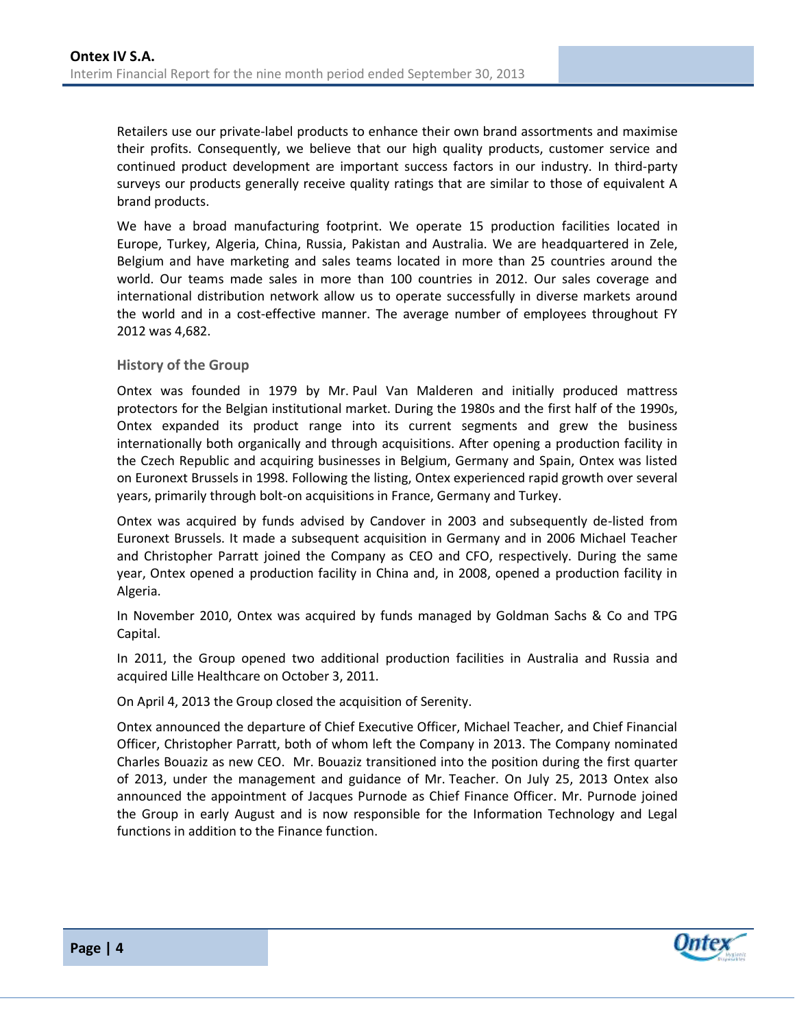Retailers use our private-label products to enhance their own brand assortments and maximise their profits. Consequently, we believe that our high quality products, customer service and continued product development are important success factors in our industry. In third-party surveys our products generally receive quality ratings that are similar to those of equivalent A brand products.

We have a broad manufacturing footprint. We operate 15 production facilities located in Europe, Turkey, Algeria, China, Russia, Pakistan and Australia. We are headquartered in Zele, Belgium and have marketing and sales teams located in more than 25 countries around the world. Our teams made sales in more than 100 countries in 2012. Our sales coverage and international distribution network allow us to operate successfully in diverse markets around the world and in a cost-effective manner. The average number of employees throughout FY 2012 was 4,682.

### History of the Group

Ontex was founded in 1979 by Mr. Paul Van Malderen and initially produced mattress protectors for the Belgian institutional market. During the 1980s and the first half of the 1990s, Ontex expanded its product range into its current segments and grew the business internationally both organically and through acquisitions. After opening a production facility in the Czech Republic and acquiring businesses in Belgium, Germany and Spain, Ontex was listed on Euronext Brussels in 1998. Following the listing, Ontex experienced rapid growth over several years, primarily through bolt-on acquisitions in France, Germany and Turkey.

Ontex was acquired by funds advised by Candover in 2003 and subsequently de-listed from Euronext Brussels. It made a subsequent acquisition in Germany and in 2006 Michael Teacher and Christopher Parratt joined the Company as CEO and CFO, respectively. During the same year, Ontex opened a production facility in China and, in 2008, opened a production facility in Algeria.

In November 2010, Ontex was acquired by funds managed by Goldman Sachs & Co and TPG Capital.

In 2011, the Group opened two additional production facilities in Australia and Russia and acquired Lille Healthcare on October 3, 2011.

On April 4, 2013 the Group closed the acquisition of Serenity.

Ontex announced the departure of Chief Executive Officer, Michael Teacher, and Chief Financial Officer, Christopher Parratt, both of whom left the Company in 2013. The Company nominated Charles Bouaziz as new CEO. Mr. Bouaziz transitioned into the position during the first quarter of 2013, under the management and guidance of Mr. Teacher. On July 25, 2013 Ontex also announced the appointment of Jacques Purnode as Chief Finance Officer. Mr. Purnode joined the Group in early August and is now responsible for the Information Technology and Legal functions in addition to the Finance function.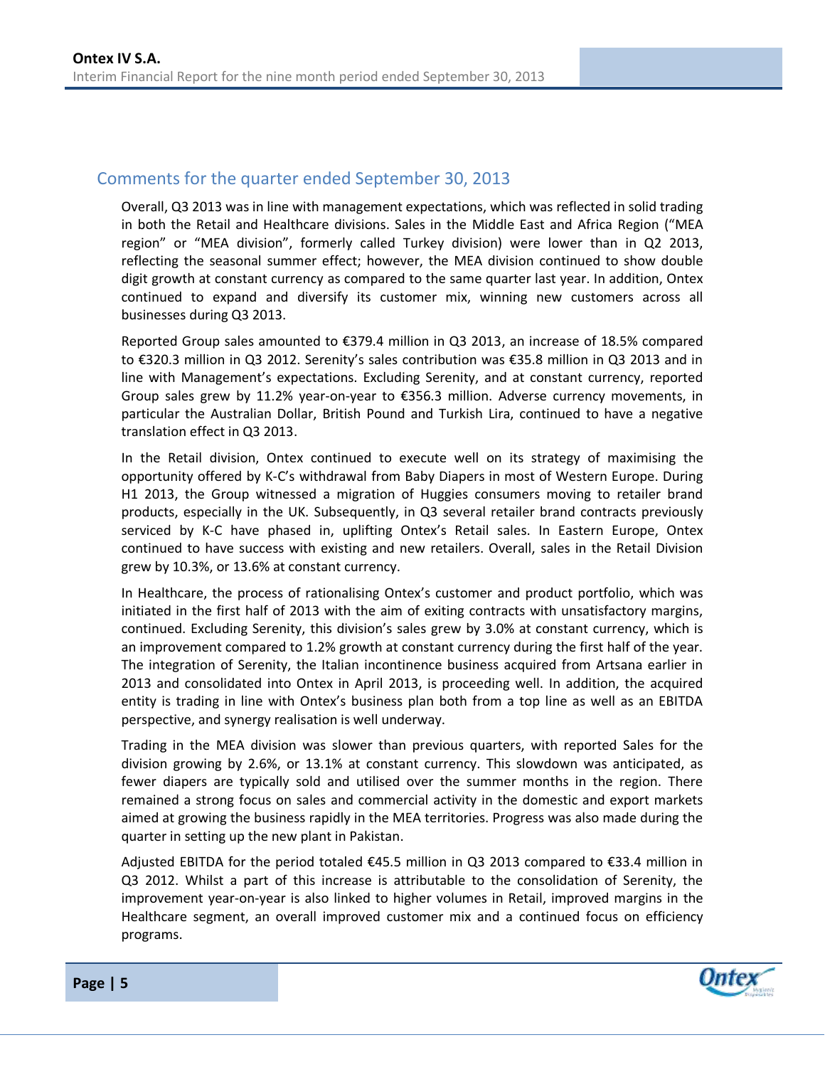## Comments for the quarter ended September 30, 2013

Overall, Q3 2013 was in line with management expectations, which was reflected in solid trading in both the Retail and Healthcare divisions. Sales in the Middle East and Africa Region ("MEA region" or "MEA division", formerly called Turkey division) were lower than in Q2 2013, reflecting the seasonal summer effect; however, the MEA division continued to show double digit growth at constant currency as compared to the same quarter last year. In addition, Ontex continued to expand and diversify its customer mix, winning new customers across all businesses during Q3 2013.

Reported Group sales amounted to €379.4 million in Q3 2013, an increase of 18.5% compared to €320.3 million in Q3 2012. Serenity's sales contribution was €35.8 million in Q3 2013 and in line with Management's expectations. Excluding Serenity, and at constant currency, reported Group sales grew by 11.2% year-on-year to €356.3 million. Adverse currency movements, in particular the Australian Dollar, British Pound and Turkish Lira, continued to have a negative translation effect in Q3 2013.

In the Retail division, Ontex continued to execute well on its strategy of maximising the opportunity offered by K-C's withdrawal from Baby Diapers in most of Western Europe. During H1 2013, the Group witnessed a migration of Huggies consumers moving to retailer brand products, especially in the UK. Subsequently, in Q3 several retailer brand contracts previously serviced by K-C have phased in, uplifting Ontex's Retail sales. In Eastern Europe, Ontex continued to have success with existing and new retailers. Overall, sales in the Retail Division grew by 10.3%, or 13.6% at constant currency.

In Healthcare, the process of rationalising Ontex's customer and product portfolio, which was initiated in the first half of 2013 with the aim of exiting contracts with unsatisfactory margins, continued. Excluding Serenity, this division's sales grew by 3.0% at constant currency, which is an improvement compared to 1.2% growth at constant currency during the first half of the year. The integration of Serenity, the Italian incontinence business acquired from Artsana earlier in 2013 and consolidated into Ontex in April 2013, is proceeding well. In addition, the acquired entity is trading in line with Ontex's business plan both from a top line as well as an EBITDA perspective, and synergy realisation is well underway.

Trading in the MEA division was slower than previous quarters, with reported Sales for the division growing by 2.6%, or 13.1% at constant currency. This slowdown was anticipated, as fewer diapers are typically sold and utilised over the summer months in the region. There remained a strong focus on sales and commercial activity in the domestic and export markets aimed at growing the business rapidly in the MEA territories. Progress was also made during the quarter in setting up the new plant in Pakistan.

Adjusted EBITDA for the period totaled €45.5 million in Q3 2013 compared to €33.4 million in Q3 2012. Whilst a part of this increase is attributable to the consolidation of Serenity, the improvement year-on-year is also linked to higher volumes in Retail, improved margins in the Healthcare segment, an overall improved customer mix and a continued focus on efficiency programs.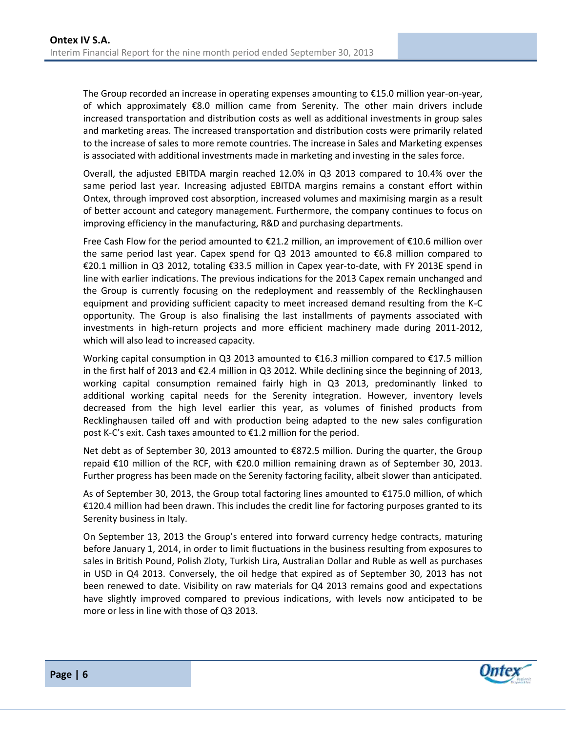The Group recorded an increase in operating expenses amounting to €15.0 million year-on-year, of which approximately €8.0 million came from Serenity. The other main drivers include increased transportation and distribution costs as well as additional investments in group sales and marketing areas. The increased transportation and distribution costs were primarily related to the increase of sales to more remote countries. The increase in Sales and Marketing expenses is associated with additional investments made in marketing and investing in the sales force.

Overall, the adjusted EBITDA margin reached 12.0% in Q3 2013 compared to 10.4% over the same period last year. Increasing adjusted EBITDA margins remains a constant effort within Ontex, through improved cost absorption, increased volumes and maximising margin as a result of better account and category management. Furthermore, the company continues to focus on improving efficiency in the manufacturing, R&D and purchasing departments.

Free Cash Flow for the period amounted to €21.2 million, an improvement of €10.6 million over the same period last year. Capex spend for Q3 2013 amounted to €6.8 million compared to €20.1 million in Q3 2012, totaling €33.5 million in Capex year-to-date, with FY 2013E spend in line with earlier indications. The previous indications for the 2013 Capex remain unchanged and the Group is currently focusing on the redeployment and reassembly of the Recklinghausen equipment and providing sufficient capacity to meet increased demand resulting from the K-C opportunity. The Group is also finalising the last installments of payments associated with investments in high-return projects and more efficient machinery made during 2011-2012, which will also lead to increased capacity.

Working capital consumption in Q3 2013 amounted to €16.3 million compared to €17.5 million in the first half of 2013 and €2.4 million in Q3 2012. While declining since the beginning of 2013, working capital consumption remained fairly high in Q3 2013, predominantly linked to additional working capital needs for the Serenity integration. However, inventory levels decreased from the high level earlier this year, as volumes of finished products from Recklinghausen tailed off and with production being adapted to the new sales configuration post K-C's exit. Cash taxes amounted to €1.2 million for the period.

Net debt as of September 30, 2013 amounted to €872.5 million. During the quarter, the Group repaid €10 million of the RCF, with €20.0 million remaining drawn as of September 30, 2013. Further progress has been made on the Serenity factoring facility, albeit slower than anticipated.

As of September 30, 2013, the Group total factoring lines amounted to €175.0 million, of which €120.4 million had been drawn. This includes the credit line for factoring purposes granted to its Serenity business in Italy.

On September 13, 2013 the Group's entered into forward currency hedge contracts, maturing before January 1, 2014, in order to limit fluctuations in the business resulting from exposures to sales in British Pound, Polish Zloty, Turkish Lira, Australian Dollar and Ruble as well as purchases in USD in Q4 2013. Conversely, the oil hedge that expired as of September 30, 2013 has not been renewed to date. Visibility on raw materials for Q4 2013 remains good and expectations have slightly improved compared to previous indications, with levels now anticipated to be more or less in line with those of Q3 2013.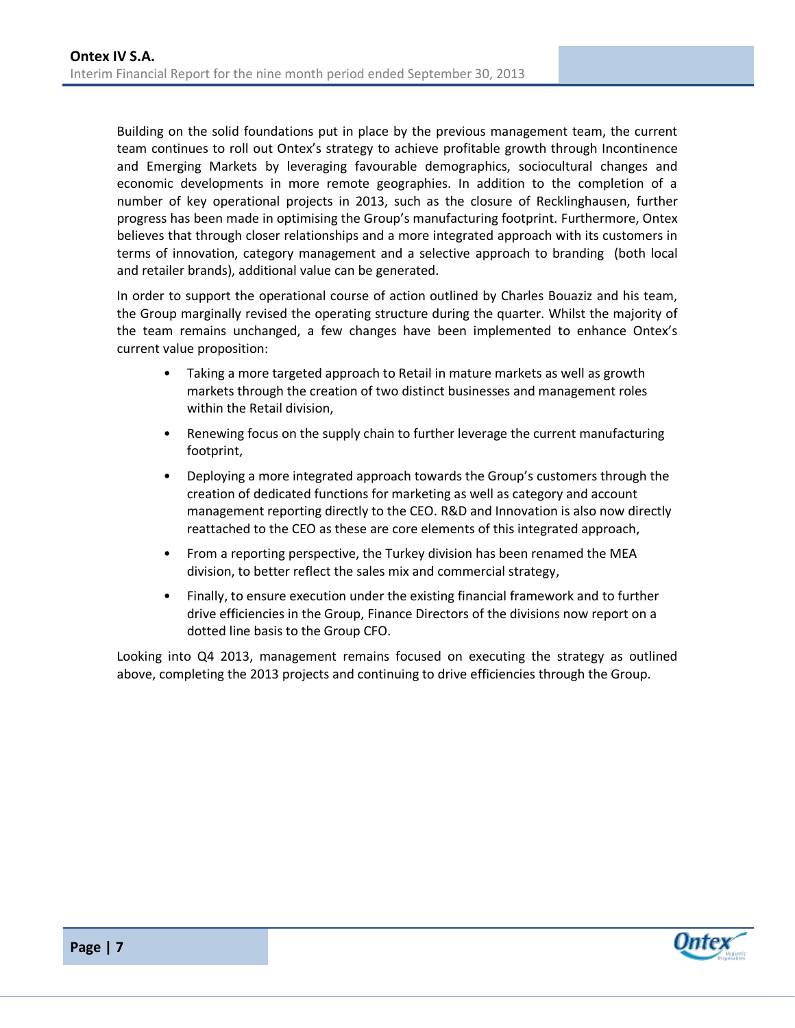Building on the solid foundations put in place by the previous management team, the current team continues to roll out Ontex's strategy to achieve profitable growth through Incontinence and Emerging Markets by leveraging favourable demographics, sociocultural changes and economic developments in more remote geographies. In addition to the completion of a number of key operational projects in 2013, such as the closure of Recklinghausen, further progress has been made in optimising the Group's manufacturing footprint. Furthermore, Ontex believes that through closer relationships and a more integrated approach with its customers in terms of innovation, category management and a selective approach to branding (both local and retailer brands), additional value can be generated.

In order to support the operational course of action outlined by Charles Bouaziz and his team, the Group marginally revised the operating structure during the quarter. Whilst the majority of the team remains unchanged, a few changes have been implemented to enhance Ontex's current value proposition:

- Taking a more targeted approach to Retail in mature markets as well as growth markets through the creation of two distinct businesses and management roles within the Retail division,
- Renewing focus on the supply chain to further leverage the current manufacturing footprint,
- Deploying a more integrated approach towards the Group's customers through the creation of dedicated functions for marketing as well as category and account management reporting directly to the CEO. R&D and Innovation is also now directly reattached to the CEO as these are core elements of this integrated approach,
- From a reporting perspective, the Turkey division has been renamed the MEA division, to better reflect the sales mix and commercial strategy,
- Finally, to ensure execution under the existing financial framework and to further drive efficiencies in the Group, Finance Directors of the divisions now report on a dotted line basis to the Group CFO.

Looking into Q4 2013, management remains focused on executing the strategy as outlined above, completing the 2013 projects and continuing to drive efficiencies through the Group.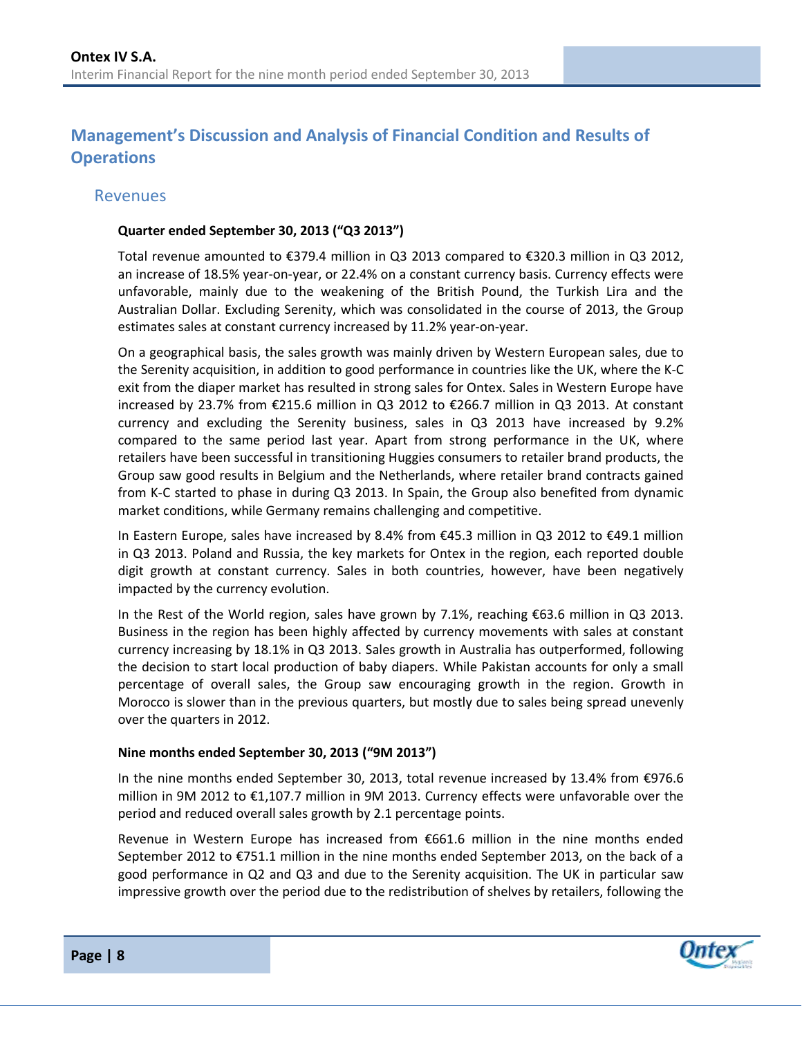# Management's Discussion and Analysis of Financial Condition and Results of Operations

## Revenues

**Quarter ended September 30, 2013 ("Q3 2013")**

Total revenue amounted to €379.4 million in Q3 2013 compared to €320.3 million in Q3 2012, an increase of 18.5% year-on-year, or 22.4% on a constant currency basis. Currency effects were unfavorable, mainly due to the weakening of the British Pound, the Turkish Lira and the Australian Dollar. Excluding Serenity, which was consolidated in the course of 2013, the Group estimates sales at constant currency increased by 11.2% year-on-year.

On a geographical basis, the sales growth was mainly driven by Western European sales, due to the Serenity acquisition, in addition to good performance in countries like the UK, where the K-C exit from the diaper market has resulted in strong sales for Ontex. Sales in Western Europe have increased by 23.7% from €215.6 million in Q3 2012 to €266.7 million in Q3 2013. At constant currency and excluding the Serenity business, sales in Q3 2013 have increased by 9.2% compared to the same period last year. Apart from strong performance in the UK, where retailers have been successful in transitioning Huggies consumers to retailer brand products, the Group saw good results in Belgium and the Netherlands, where retailer brand contracts gained from K-C started to phase in during Q3 2013. In Spain, the Group also benefited from dynamic market conditions, while Germany remains challenging and competitive.

In Eastern Europe, sales have increased by 8.4% from €45.3 million in Q3 2012 to €49.1 million in Q3 2013. Poland and Russia, the key markets for Ontex in the region, each reported double digit growth at constant currency. Sales in both countries, however, have been negatively impacted by the currency evolution.

In the Rest of the World region, sales have grown by 7.1%, reaching €63.6 million in Q3 2013. Business in the region has been highly affected by currency movements with sales at constant currency increasing by 18.1% in Q3 2013. Sales growth in Australia has outperformed, following the decision to start local production of baby diapers. While Pakistan accounts for only a small percentage of overall sales, the Group saw encouraging growth in the region. Growth in Morocco is slower than in the previous quarters, but mostly due to sales being spread unevenly over the quarters in 2012.

**Nine months ended September 30, 2013 ("9M 2013")**

In the nine months ended September 30, 2013, total revenue increased by 13.4% from €976.6 million in 9M 2012 to €1,107.7 million in 9M 2013. Currency effects were unfavorable over the period and reduced overall sales growth by 2.1 percentage points.

Revenue in Western Europe has increased from €661.6 million in the nine months ended September 2012 to €751.1 million in the nine months ended September 2013, on the back of a good performance in Q2 and Q3 and due to the Serenity acquisition. The UK in particular saw impressive growth over the period due to the redistribution of shelves by retailers, following the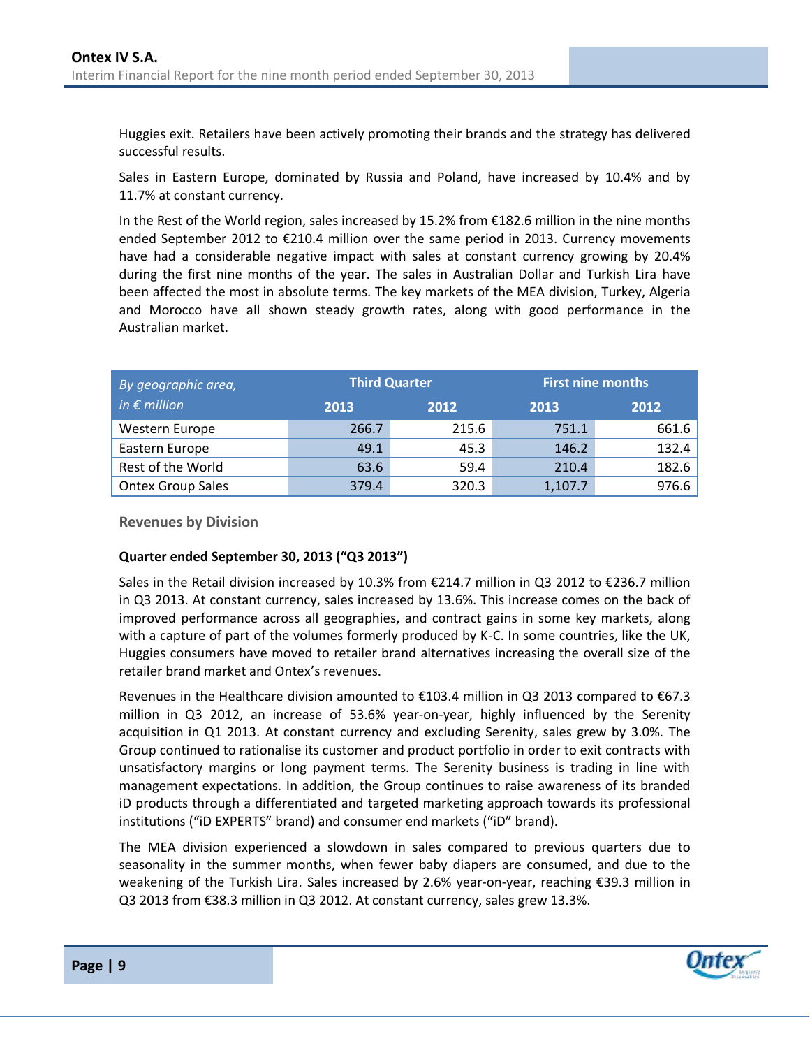Huggies exit. Retailers have been actively promoting their brands and the strategy has delivered successful results.

Sales in Eastern Europe, dominated by Russia and Poland, have increased by 10.4% and by 11.7% at constant currency.

In the Rest of the World region, sales increased by 15.2% from €182.6 million in the nine months ended September 2012 to €210.4 million over the same period in 2013. Currency movements have had a considerable negative impact with sales at constant currency growing by 20.4% during the first nine months of the year. The sales in Australian Dollar and Turkish Lira have been affected the most in absolute terms. The key markets of the MEA division, Turkey, Algeria and Morocco have all shown steady growth rates, along with good performance in the Australian market.

| *By geographic area, in € million* | Third Quarter | | First nine months | |
|---|---|---|---|---|
| | 2013 | 2012 | 2013 | 2012 |
| Western Europe | 266.7 | 215.6 | 751.1 | 661.6 |
| Eastern Europe | 49.1 | 45.3 | 146.2 | 132.4 |
| Rest of the World | 63.6 | 59.4 | 210.4 | 182.6 |
| Ontex Group Sales | 379.4 | 320.3 | 1,107.7 | 976.6 |

### Revenues by Division

**Quarter ended September 30, 2013 ("Q3 2013")**

Sales in the Retail division increased by 10.3% from €214.7 million in Q3 2012 to €236.7 million in Q3 2013. At constant currency, sales increased by 13.6%. This increase comes on the back of improved performance across all geographies, and contract gains in some key markets, along with a capture of part of the volumes formerly produced by K-C. In some countries, like the UK, Huggies consumers have moved to retailer brand alternatives increasing the overall size of the retailer brand market and Ontex's revenues.

Revenues in the Healthcare division amounted to €103.4 million in Q3 2013 compared to €67.3 million in Q3 2012, an increase of 53.6% year-on-year, highly influenced by the Serenity acquisition in Q1 2013. At constant currency and excluding Serenity, sales grew by 3.0%. The Group continued to rationalise its customer and product portfolio in order to exit contracts with unsatisfactory margins or long payment terms. The Serenity business is trading in line with management expectations. In addition, the Group continues to raise awareness of its branded iD products through a differentiated and targeted marketing approach towards its professional institutions ("iD EXPERTS" brand) and consumer end markets ("iD" brand).

The MEA division experienced a slowdown in sales compared to previous quarters due to seasonality in the summer months, when fewer baby diapers are consumed, and due to the weakening of the Turkish Lira. Sales increased by 2.6% year-on-year, reaching €39.3 million in Q3 2013 from €38.3 million in Q3 2012. At constant currency, sales grew 13.3%.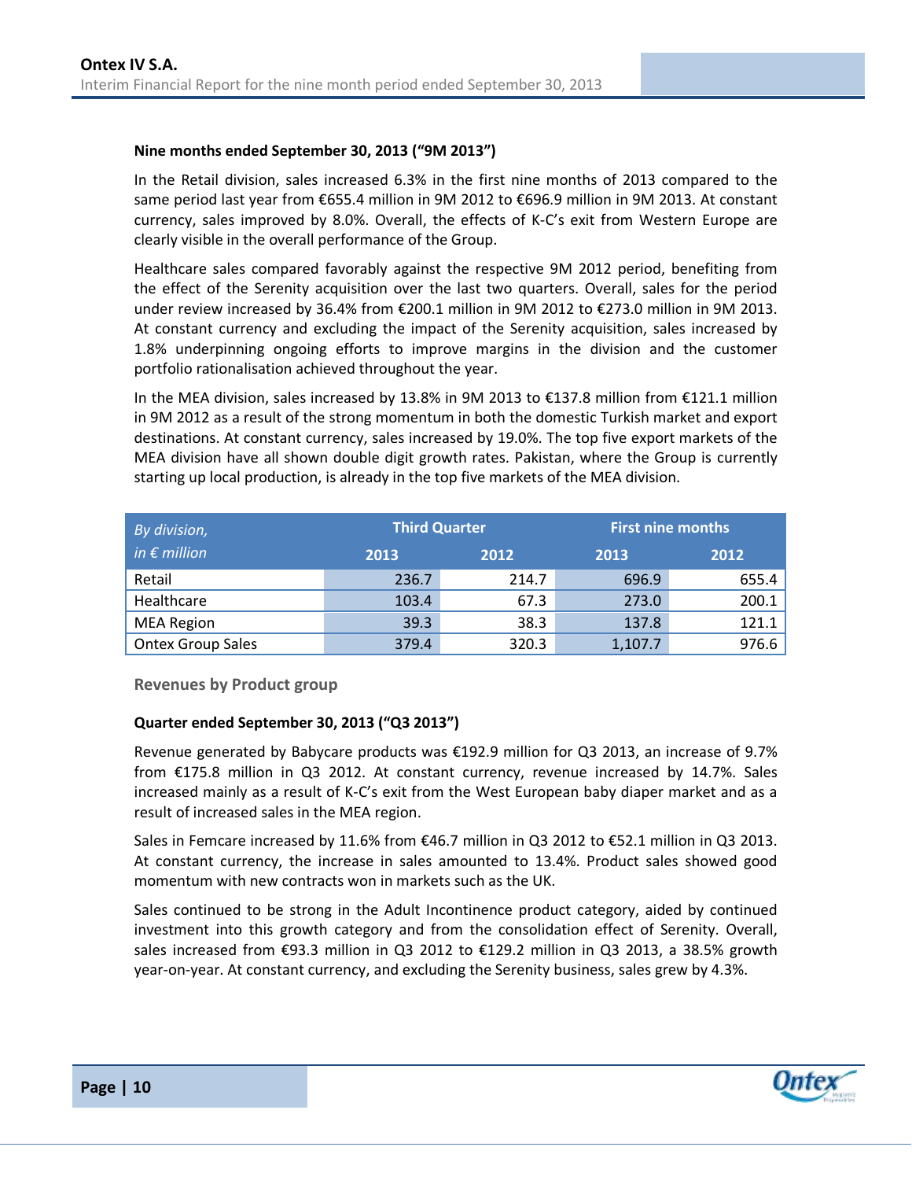**Nine months ended September 30, 2013 ("9M 2013")**

In the Retail division, sales increased 6.3% in the first nine months of 2013 compared to the same period last year from €655.4 million in 9M 2012 to €696.9 million in 9M 2013. At constant currency, sales improved by 8.0%. Overall, the effects of K-C's exit from Western Europe are clearly visible in the overall performance of the Group.

Healthcare sales compared favorably against the respective 9M 2012 period, benefiting from the effect of the Serenity acquisition over the last two quarters. Overall, sales for the period under review increased by 36.4% from €200.1 million in 9M 2012 to €273.0 million in 9M 2013. At constant currency and excluding the impact of the Serenity acquisition, sales increased by 1.8% underpinning ongoing efforts to improve margins in the division and the customer portfolio rationalisation achieved throughout the year.

In the MEA division, sales increased by 13.8% in 9M 2013 to €137.8 million from €121.1 million in 9M 2012 as a result of the strong momentum in both the domestic Turkish market and export destinations. At constant currency, sales increased by 19.0%. The top five export markets of the MEA division have all shown double digit growth rates. Pakistan, where the Group is currently starting up local production, is already in the top five markets of the MEA division.

| *By division, in € million* | Third Quarter | | First nine months | |
|---|---|---|---|---|
| | 2013 | 2012 | 2013 | 2012 |
| Retail | 236.7 | 214.7 | 696.9 | 655.4 |
| Healthcare | 103.4 | 67.3 | 273.0 | 200.1 |
| MEA Region | 39.3 | 38.3 | 137.8 | 121.1 |
| Ontex Group Sales | 379.4 | 320.3 | 1,107.7 | 976.6 |

### Revenues by Product group

**Quarter ended September 30, 2013 ("Q3 2013")**

Revenue generated by Babycare products was €192.9 million for Q3 2013, an increase of 9.7% from €175.8 million in Q3 2012. At constant currency, revenue increased by 14.7%. Sales increased mainly as a result of K-C's exit from the West European baby diaper market and as a result of increased sales in the MEA region.

Sales in Femcare increased by 11.6% from €46.7 million in Q3 2012 to €52.1 million in Q3 2013. At constant currency, the increase in sales amounted to 13.4%. Product sales showed good momentum with new contracts won in markets such as the UK.

Sales continued to be strong in the Adult Incontinence product category, aided by continued investment into this growth category and from the consolidation effect of Serenity. Overall, sales increased from €93.3 million in Q3 2012 to €129.2 million in Q3 2013, a 38.5% growth year-on-year. At constant currency, and excluding the Serenity business, sales grew by 4.3%.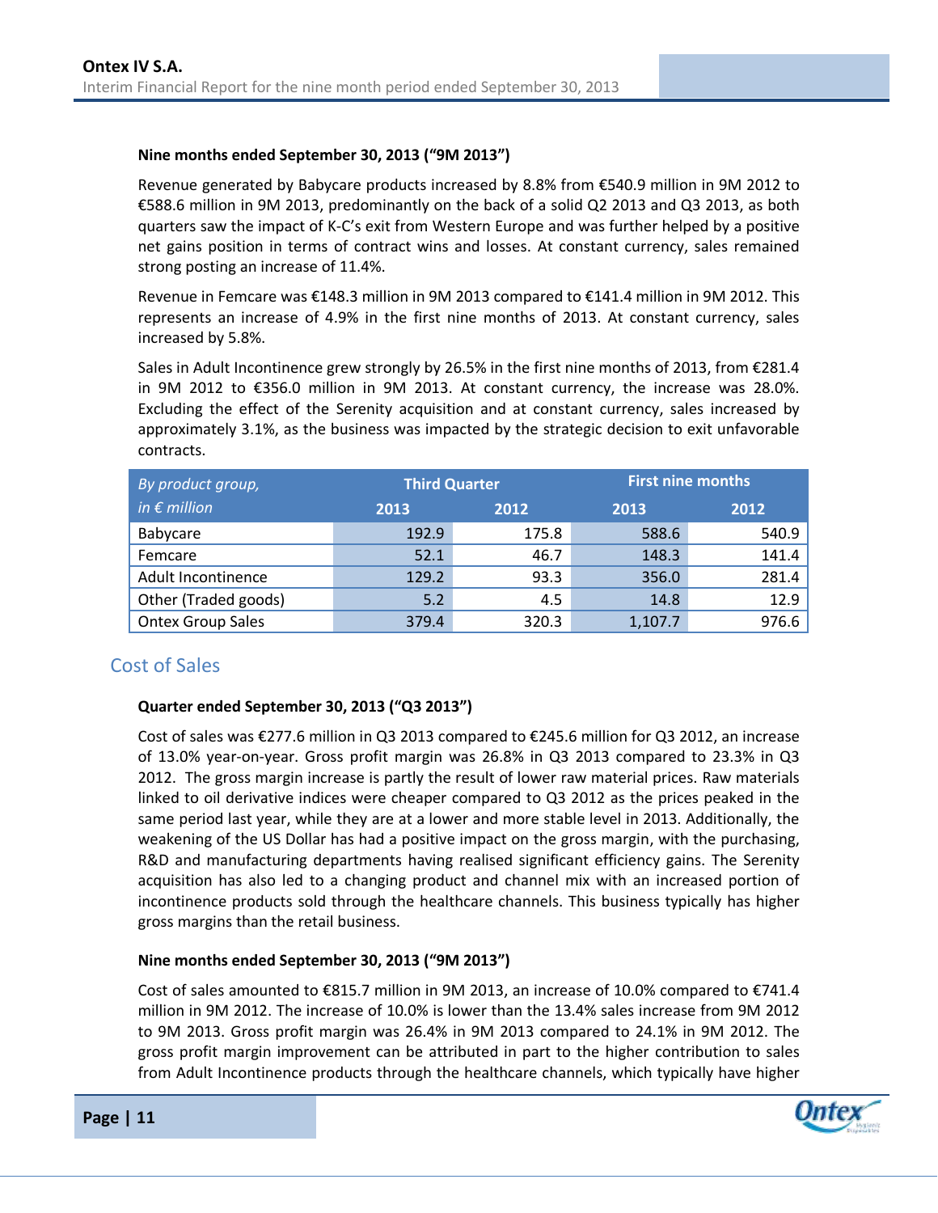**Nine months ended September 30, 2013 ("9M 2013")**

Revenue generated by Babycare products increased by 8.8% from €540.9 million in 9M 2012 to €588.6 million in 9M 2013, predominantly on the back of a solid Q2 2013 and Q3 2013, as both quarters saw the impact of K-C's exit from Western Europe and was further helped by a positive net gains position in terms of contract wins and losses. At constant currency, sales remained strong posting an increase of 11.4%.

Revenue in Femcare was €148.3 million in 9M 2013 compared to €141.4 million in 9M 2012. This represents an increase of 4.9% in the first nine months of 2013. At constant currency, sales increased by 5.8%.

Sales in Adult Incontinence grew strongly by 26.5% in the first nine months of 2013, from €281.4 in 9M 2012 to €356.0 million in 9M 2013. At constant currency, the increase was 28.0%. Excluding the effect of the Serenity acquisition and at constant currency, sales increased by approximately 3.1%, as the business was impacted by the strategic decision to exit unfavorable contracts.

| *By product group, in € million* | Third Quarter | | First nine months | |
|---|---|---|---|---|
| | 2013 | 2012 | 2013 | 2012 |
| Babycare | 192.9 | 175.8 | 588.6 | 540.9 |
| Femcare | 52.1 | 46.7 | 148.3 | 141.4 |
| Adult Incontinence | 129.2 | 93.3 | 356.0 | 281.4 |
| Other (Traded goods) | 5.2 | 4.5 | 14.8 | 12.9 |
| Ontex Group Sales | 379.4 | 320.3 | 1,107.7 | 976.6 |

## Cost of Sales

**Quarter ended September 30, 2013 ("Q3 2013")**

Cost of sales was €277.6 million in Q3 2013 compared to €245.6 million for Q3 2012, an increase of 13.0% year-on-year. Gross profit margin was 26.8% in Q3 2013 compared to 23.3% in Q3 2012. The gross margin increase is partly the result of lower raw material prices. Raw materials linked to oil derivative indices were cheaper compared to Q3 2012 as the prices peaked in the same period last year, while they are at a lower and more stable level in 2013. Additionally, the weakening of the US Dollar has had a positive impact on the gross margin, with the purchasing, R&D and manufacturing departments having realised significant efficiency gains. The Serenity acquisition has also led to a changing product and channel mix with an increased portion of incontinence products sold through the healthcare channels. This business typically has higher gross margins than the retail business.

**Nine months ended September 30, 2013 ("9M 2013")**

Cost of sales amounted to €815.7 million in 9M 2013, an increase of 10.0% compared to €741.4 million in 9M 2012. The increase of 10.0% is lower than the 13.4% sales increase from 9M 2012 to 9M 2013. Gross profit margin was 26.4% in 9M 2013 compared to 24.1% in 9M 2012. The gross profit margin improvement can be attributed in part to the higher contribution to sales from Adult Incontinence products through the healthcare channels, which typically have higher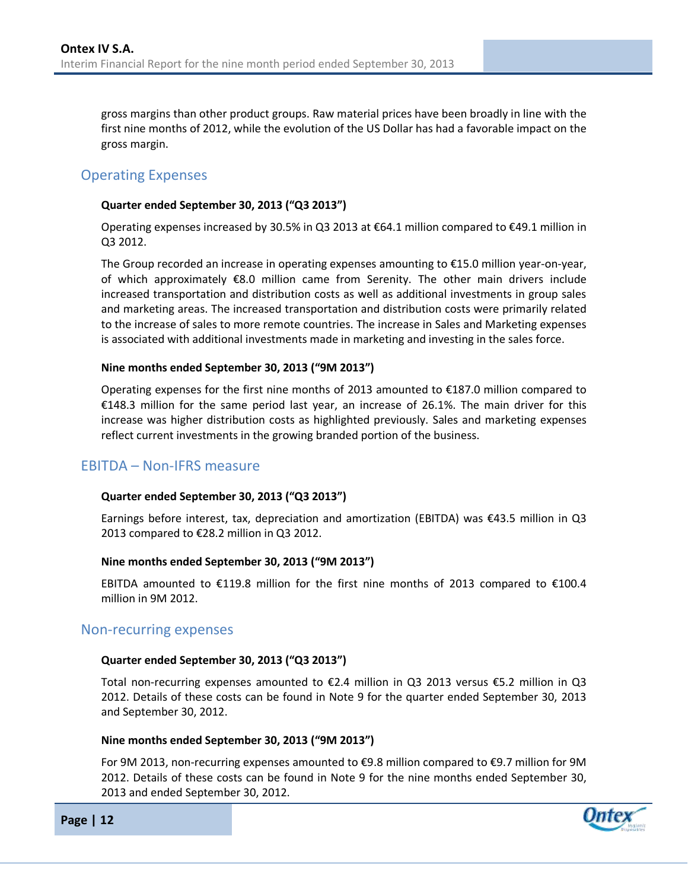gross margins than other product groups. Raw material prices have been broadly in line with the first nine months of 2012, while the evolution of the US Dollar has had a favorable impact on the gross margin.

## Operating Expenses

**Quarter ended September 30, 2013 (“Q3 2013”)**

Operating expenses increased by 30.5% in Q3 2013 at €64.1 million compared to €49.1 million in Q3 2012.

The Group recorded an increase in operating expenses amounting to €15.0 million year-on-year, of which approximately €8.0 million came from Serenity. The other main drivers include increased transportation and distribution costs as well as additional investments in group sales and marketing areas. The increased transportation and distribution costs were primarily related to the increase of sales to more remote countries. The increase in Sales and Marketing expenses is associated with additional investments made in marketing and investing in the sales force.

**Nine months ended September 30, 2013 (“9M 2013”)**

Operating expenses for the first nine months of 2013 amounted to €187.0 million compared to €148.3 million for the same period last year, an increase of 26.1%. The main driver for this increase was higher distribution costs as highlighted previously. Sales and marketing expenses reflect current investments in the growing branded portion of the business.

## EBITDA – Non-IFRS measure

**Quarter ended September 30, 2013 (“Q3 2013”)**

Earnings before interest, tax, depreciation and amortization (EBITDA) was €43.5 million in Q3 2013 compared to €28.2 million in Q3 2012.

**Nine months ended September 30, 2013 (“9M 2013”)**

EBITDA amounted to €119.8 million for the first nine months of 2013 compared to €100.4 million in 9M 2012.

## Non-recurring expenses

**Quarter ended September 30, 2013 (“Q3 2013”)**

Total non-recurring expenses amounted to €2.4 million in Q3 2013 versus €5.2 million in Q3 2012. Details of these costs can be found in Note 9 for the quarter ended September 30, 2013 and September 30, 2012.

**Nine months ended September 30, 2013 (“9M 2013”)**

For 9M 2013, non-recurring expenses amounted to €9.8 million compared to €9.7 million for 9M 2012. Details of these costs can be found in Note 9 for the nine months ended September 30, 2013 and ended September 30, 2012.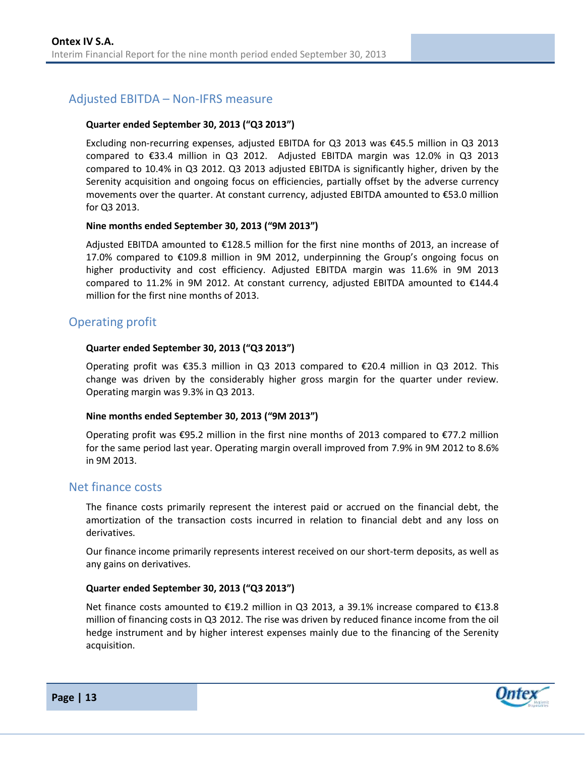## Adjusted EBITDA – Non-IFRS measure

**Quarter ended September 30, 2013 ("Q3 2013")**

Excluding non-recurring expenses, adjusted EBITDA for Q3 2013 was €45.5 million in Q3 2013 compared to €33.4 million in Q3 2012. Adjusted EBITDA margin was 12.0% in Q3 2013 compared to 10.4% in Q3 2012. Q3 2013 adjusted EBITDA is significantly higher, driven by the Serenity acquisition and ongoing focus on efficiencies, partially offset by the adverse currency movements over the quarter. At constant currency, adjusted EBITDA amounted to €53.0 million for Q3 2013.

**Nine months ended September 30, 2013 ("9M 2013")**

Adjusted EBITDA amounted to €128.5 million for the first nine months of 2013, an increase of 17.0% compared to €109.8 million in 9M 2012, underpinning the Group's ongoing focus on higher productivity and cost efficiency. Adjusted EBITDA margin was 11.6% in 9M 2013 compared to 11.2% in 9M 2012. At constant currency, adjusted EBITDA amounted to €144.4 million for the first nine months of 2013.

## Operating profit

**Quarter ended September 30, 2013 ("Q3 2013")**

Operating profit was €35.3 million in Q3 2013 compared to €20.4 million in Q3 2012. This change was driven by the considerably higher gross margin for the quarter under review. Operating margin was 9.3% in Q3 2013.

**Nine months ended September 30, 2013 ("9M 2013")**

Operating profit was €95.2 million in the first nine months of 2013 compared to €77.2 million for the same period last year. Operating margin overall improved from 7.9% in 9M 2012 to 8.6% in 9M 2013.

## Net finance costs

The finance costs primarily represent the interest paid or accrued on the financial debt, the amortization of the transaction costs incurred in relation to financial debt and any loss on derivatives.

Our finance income primarily represents interest received on our short-term deposits, as well as any gains on derivatives.

**Quarter ended September 30, 2013 ("Q3 2013")**

Net finance costs amounted to €19.2 million in Q3 2013, a 39.1% increase compared to €13.8 million of financing costs in Q3 2012. The rise was driven by reduced finance income from the oil hedge instrument and by higher interest expenses mainly due to the financing of the Serenity acquisition.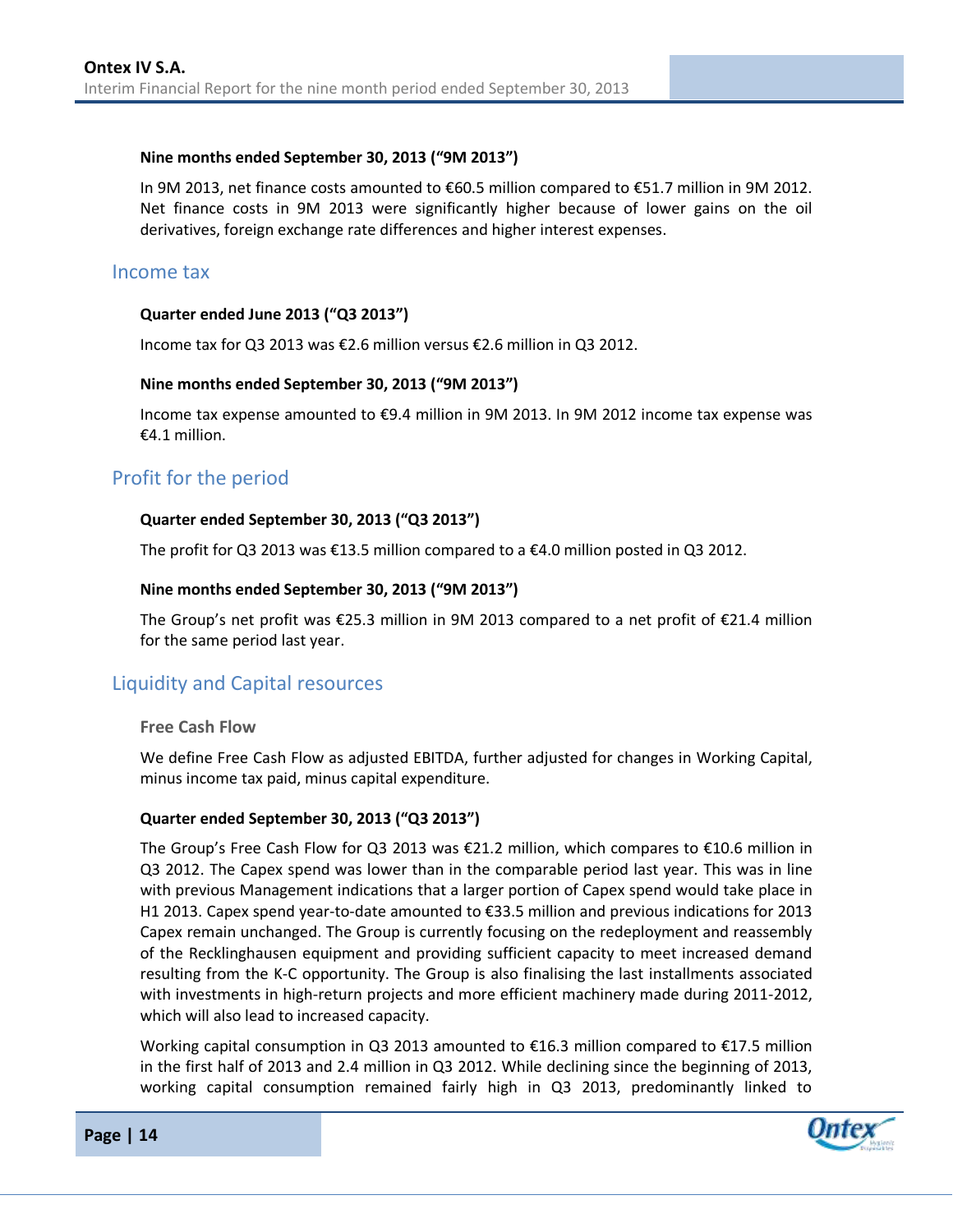#### Nine months ended September 30, 2013 (“9M 2013”)

In 9M 2013, net finance costs amounted to €60.5 million compared to €51.7 million in 9M 2012. Net finance costs in 9M 2013 were significantly higher because of lower gains on the oil derivatives, foreign exchange rate differences and higher interest expenses.

## Income tax

#### Quarter ended June 2013 (“Q3 2013”)

Income tax for Q3 2013 was €2.6 million versus €2.6 million in Q3 2012.

#### Nine months ended September 30, 2013 (“9M 2013”)

Income tax expense amounted to €9.4 million in 9M 2013. In 9M 2012 income tax expense was €4.1 million.

## Profit for the period

#### Quarter ended September 30, 2013 (“Q3 2013”)

The profit for Q3 2013 was €13.5 million compared to a €4.0 million posted in Q3 2012.

#### Nine months ended September 30, 2013 (“9M 2013”)

The Group’s net profit was €25.3 million in 9M 2013 compared to a net profit of €21.4 million for the same period last year.

## Liquidity and Capital resources

### Free Cash Flow

We define Free Cash Flow as adjusted EBITDA, further adjusted for changes in Working Capital, minus income tax paid, minus capital expenditure.

#### Quarter ended September 30, 2013 (“Q3 2013”)

The Group’s Free Cash Flow for Q3 2013 was €21.2 million, which compares to €10.6 million in Q3 2012. The Capex spend was lower than in the comparable period last year. This was in line with previous Management indications that a larger portion of Capex spend would take place in H1 2013. Capex spend year-to-date amounted to €33.5 million and previous indications for 2013 Capex remain unchanged. The Group is currently focusing on the redeployment and reassembly of the Recklinghausen equipment and providing sufficient capacity to meet increased demand resulting from the K-C opportunity. The Group is also finalising the last installments associated with investments in high-return projects and more efficient machinery made during 2011-2012, which will also lead to increased capacity.

Working capital consumption in Q3 2013 amounted to €16.3 million compared to €17.5 million in the first half of 2013 and 2.4 million in Q3 2012. While declining since the beginning of 2013, working capital consumption remained fairly high in Q3 2013, predominantly linked to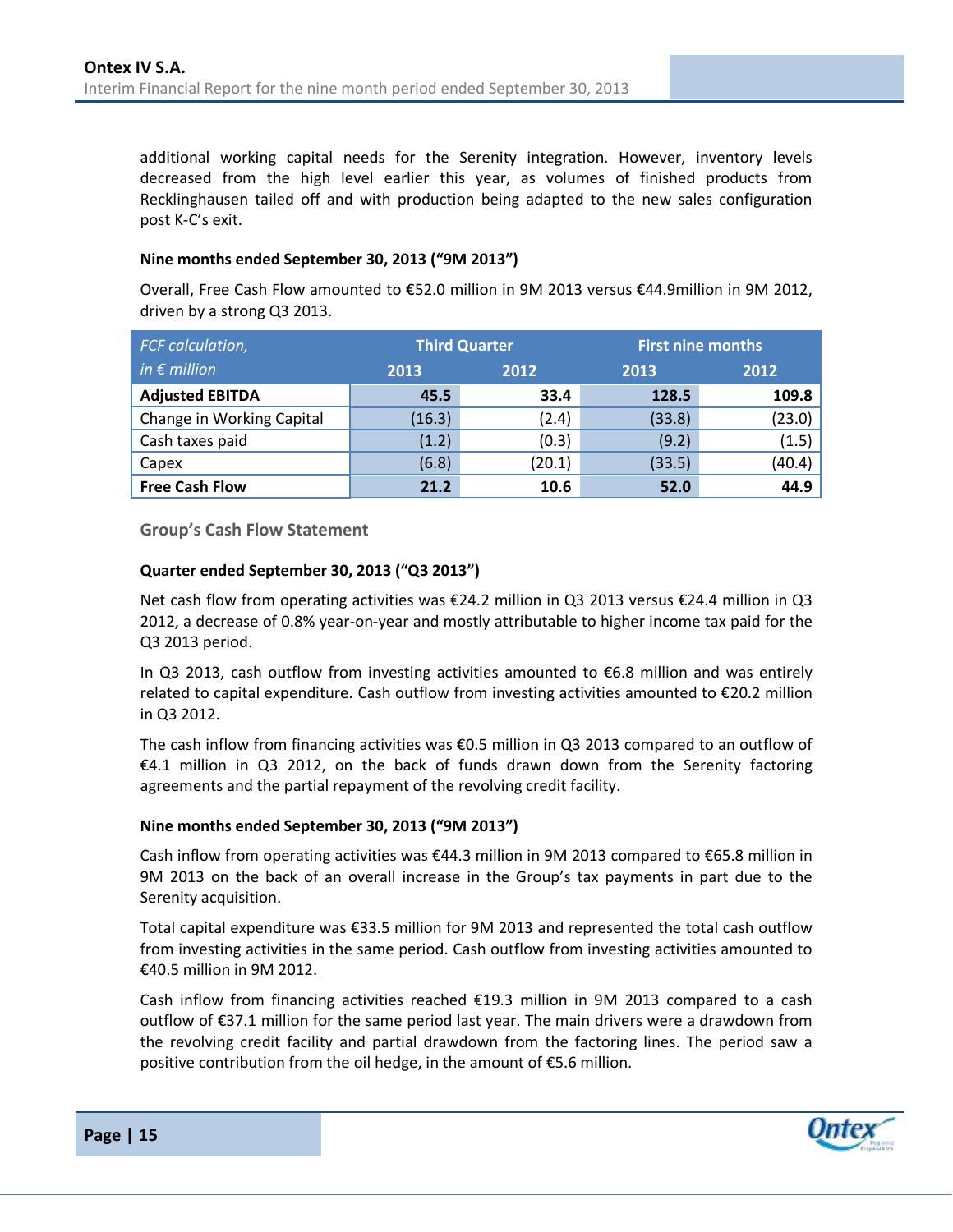additional working capital needs for the Serenity integration. However, inventory levels decreased from the high level earlier this year, as volumes of finished products from Recklinghausen tailed off and with production being adapted to the new sales configuration post K-C's exit.

**Nine months ended September 30, 2013 ("9M 2013")**

Overall, Free Cash Flow amounted to €52.0 million in 9M 2013 versus €44.9million in 9M 2012, driven by a strong Q3 2013.

| *FCF calculation, in € million* | Third Quarter | | First nine months | |
|---|---|---|---|---|
| | 2013 | 2012 | 2013 | 2012 |
| **Adjusted EBITDA** | **45.5** | **33.4** | **128.5** | **109.8** |
| Change in Working Capital | (16.3) | (2.4) | (33.8) | (23.0) |
| Cash taxes paid | (1.2) | (0.3) | (9.2) | (1.5) |
| Capex | (6.8) | (20.1) | (33.5) | (40.4) |
| **Free Cash Flow** | **21.2** | **10.6** | **52.0** | **44.9** |

### Group's Cash Flow Statement

**Quarter ended September 30, 2013 ("Q3 2013")**

Net cash flow from operating activities was €24.2 million in Q3 2013 versus €24.4 million in Q3 2012, a decrease of 0.8% year-on-year and mostly attributable to higher income tax paid for the Q3 2013 period.

In Q3 2013, cash outflow from investing activities amounted to €6.8 million and was entirely related to capital expenditure. Cash outflow from investing activities amounted to €20.2 million in Q3 2012.

The cash inflow from financing activities was €0.5 million in Q3 2013 compared to an outflow of €4.1 million in Q3 2012, on the back of funds drawn down from the Serenity factoring agreements and the partial repayment of the revolving credit facility.

**Nine months ended September 30, 2013 ("9M 2013")**

Cash inflow from operating activities was €44.3 million in 9M 2013 compared to €65.8 million in 9M 2013 on the back of an overall increase in the Group's tax payments in part due to the Serenity acquisition.

Total capital expenditure was €33.5 million for 9M 2013 and represented the total cash outflow from investing activities in the same period. Cash outflow from investing activities amounted to €40.5 million in 9M 2012.

Cash inflow from financing activities reached €19.3 million in 9M 2013 compared to a cash outflow of €37.1 million for the same period last year. The main drivers were a drawdown from the revolving credit facility and partial drawdown from the factoring lines. The period saw a positive contribution from the oil hedge, in the amount of €5.6 million.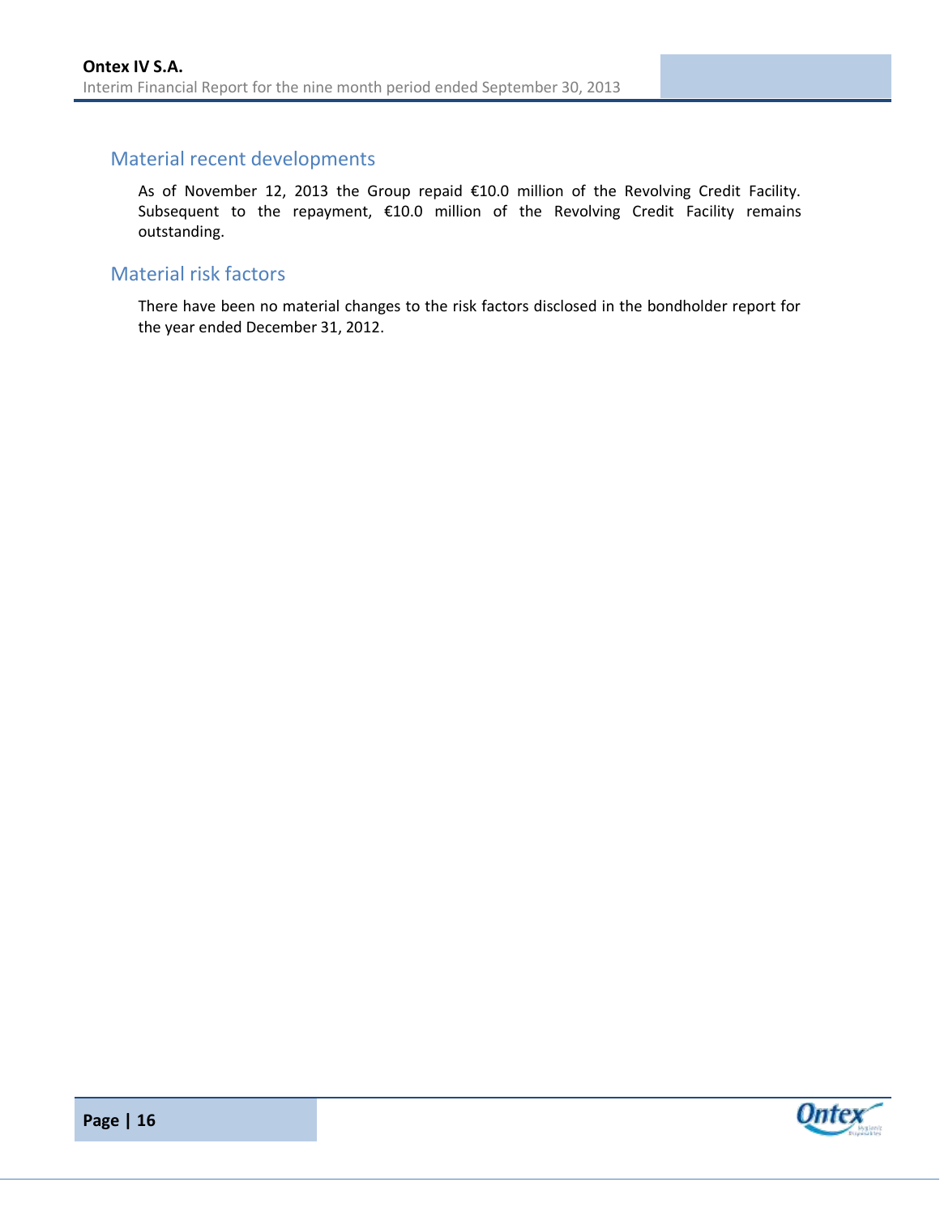## Material recent developments

As of November 12, 2013 the Group repaid €10.0 million of the Revolving Credit Facility. Subsequent to the repayment, €10.0 million of the Revolving Credit Facility remains outstanding.

## Material risk factors

There have been no material changes to the risk factors disclosed in the bondholder report for the year ended December 31, 2012.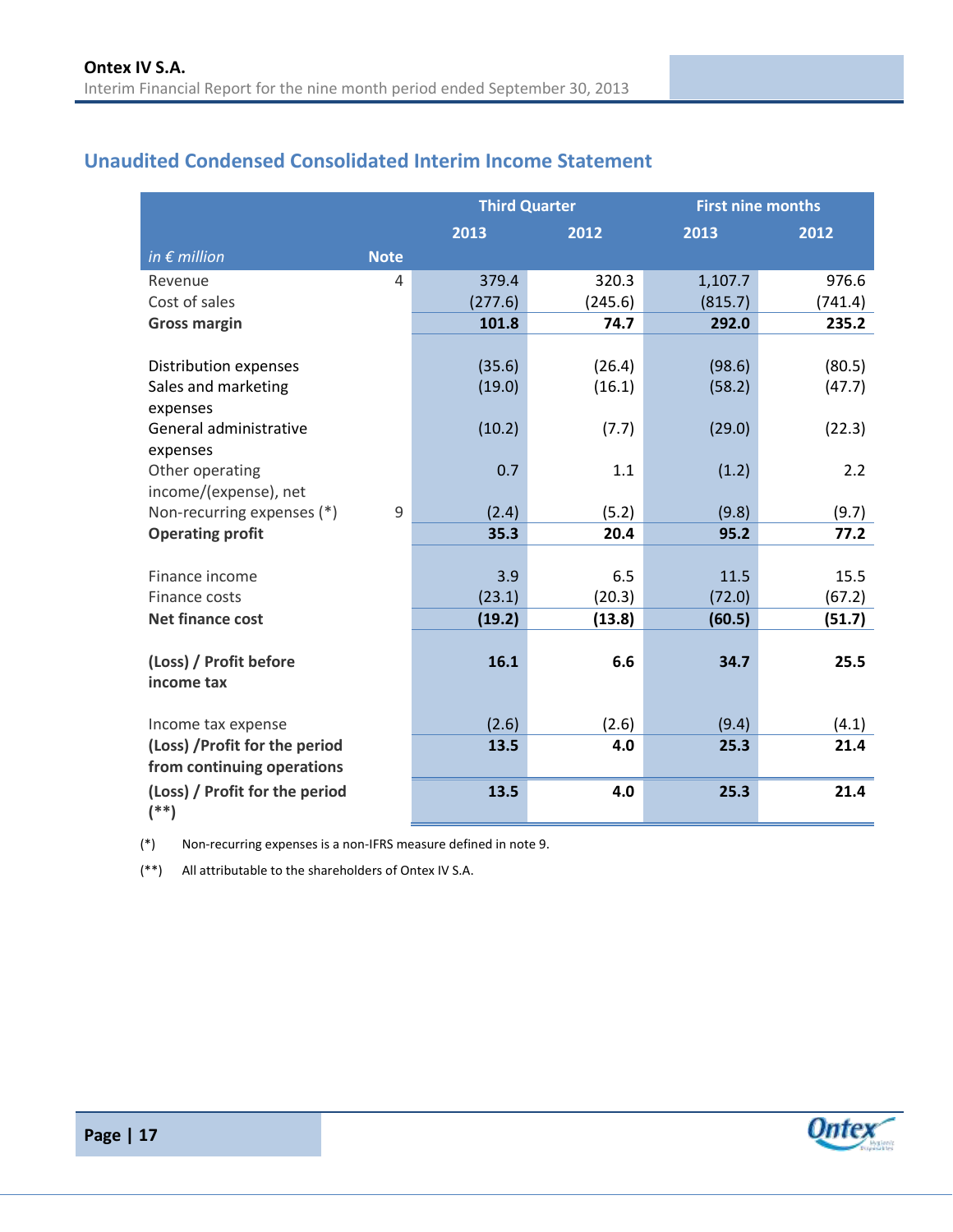## Unaudited Condensed Consolidated Interim Income Statement

| | | Third Quarter | | First nine months | |
|---|---|---|---|---|---|
| | | 2013 | 2012 | 2013 | 2012 |
| *in € million* | **Note** | | | | |
| Revenue | 4 | 379.4 | 320.3 | 1,107.7 | 976.6 |
| Cost of sales | | (277.6) | (245.6) | (815.7) | (741.4) |
| **Gross margin** | | **101.8** | **74.7** | **292.0** | **235.2** |
| | | | | | |
| Distribution expenses | | (35.6) | (26.4) | (98.6) | (80.5) |
| Sales and marketing expenses | | (19.0) | (16.1) | (58.2) | (47.7) |
| General administrative expenses | | (10.2) | (7.7) | (29.0) | (22.3) |
| Other operating income/(expense), net | | 0.7 | 1.1 | (1.2) | 2.2 |
| Non-recurring expenses (*) | 9 | (2.4) | (5.2) | (9.8) | (9.7) |
| **Operating profit** | | **35.3** | **20.4** | **95.2** | **77.2** |
| | | | | | |
| Finance income | | 3.9 | 6.5 | 11.5 | 15.5 |
| Finance costs | | (23.1) | (20.3) | (72.0) | (67.2) |
| **Net finance cost** | | **(19.2)** | **(13.8)** | **(60.5)** | **(51.7)** |
| | | | | | |
| **(Loss) / Profit before income tax** | | **16.1** | **6.6** | **34.7** | **25.5** |
| | | | | | |
| Income tax expense | | (2.6) | (2.6) | (9.4) | (4.1) |
| **(Loss) /Profit for the period from continuing operations** | | **13.5** | **4.0** | **25.3** | **21.4** |
| **(Loss) / Profit for the period (**)** | | **13.5** | **4.0** | **25.3** | **21.4** |

(*) Non-recurring expenses is a non-IFRS measure defined in note 9.

(**) All attributable to the shareholders of Ontex IV S.A.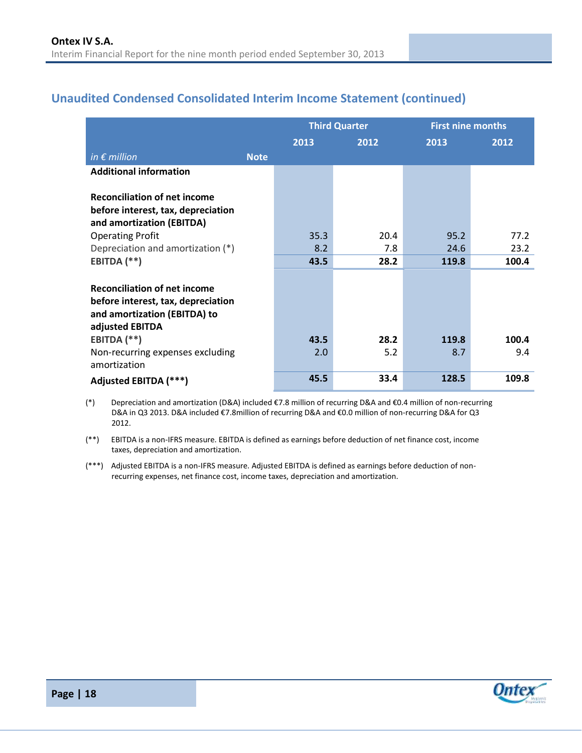## Unaudited Condensed Consolidated Interim Income Statement (continued)

| *in € million* | Note | Third Quarter 2013 | Third Quarter 2012 | First nine months 2013 | First nine months 2012 |
|---|---|---|---|---|---|
| **Additional information** | | | | | |
| **Reconciliation of net income before interest, tax, depreciation and amortization (EBITDA)** | | | | | |
| Operating Profit | | 35.3 | 20.4 | 95.2 | 77.2 |
| Depreciation and amortization (*) | | 8.2 | 7.8 | 24.6 | 23.2 |
| **EBITDA (**)** | | **43.5** | **28.2** | **119.8** | **100.4** |
| **Reconciliation of net income before interest, tax, depreciation and amortization (EBITDA) to adjusted EBITDA** | | | | | |
| **EBITDA (**)** | | **43.5** | **28.2** | **119.8** | **100.4** |
| Non-recurring expenses excluding amortization | | 2.0 | 5.2 | 8.7 | 9.4 |
| **Adjusted EBITDA (***)** | | **45.5** | **33.4** | **128.5** | **109.8** |

(*) Depreciation and amortization (D&A) included €7.8 million of recurring D&A and €0.4 million of non-recurring D&A in Q3 2013. D&A included €7.8million of recurring D&A and €0.0 million of non-recurring D&A for Q3 2012.

(**) EBITDA is a non-IFRS measure. EBITDA is defined as earnings before deduction of net finance cost, income taxes, depreciation and amortization.

(***) Adjusted EBITDA is a non-IFRS measure. Adjusted EBITDA is defined as earnings before deduction of non-recurring expenses, net finance cost, income taxes, depreciation and amortization.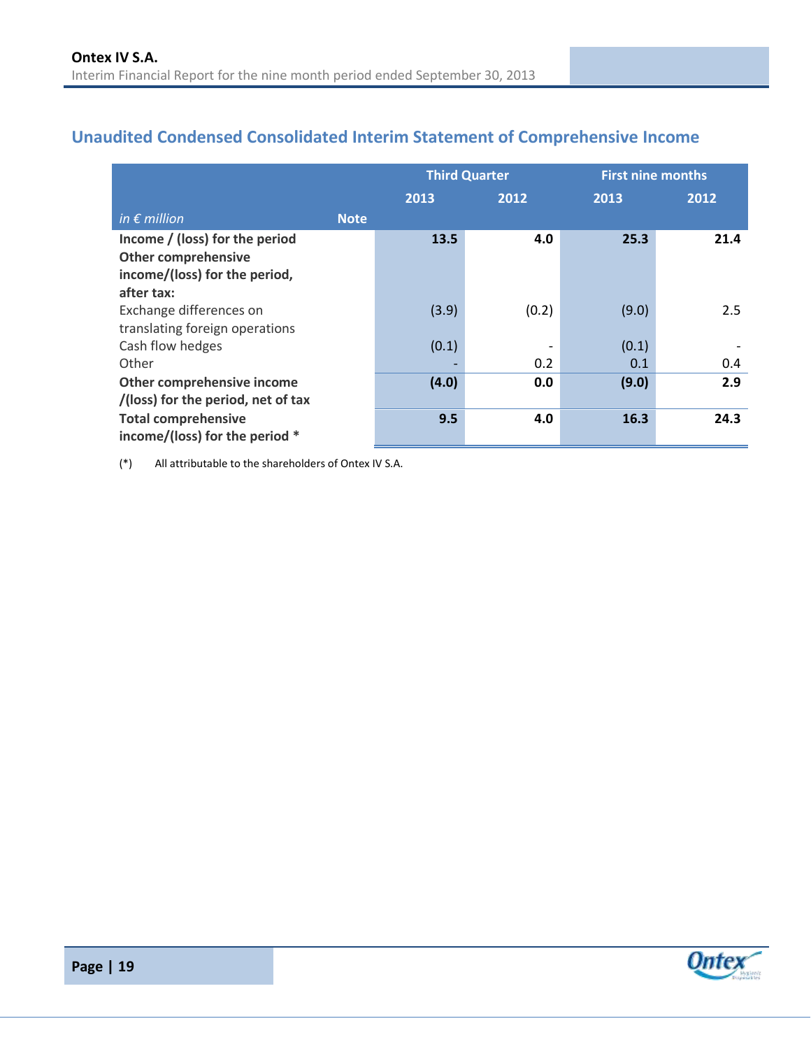## Unaudited Condensed Consolidated Interim Statement of Comprehensive Income

| | | Third Quarter | | First nine months | |
|---|---|---|---|---|---|
| | | 2013 | 2012 | 2013 | 2012 |
| *in € million* | **Note** | | | | |
| **Income / (loss) for the period** | | **13.5** | **4.0** | **25.3** | **21.4** |
| **Other comprehensive income/(loss) for the period, after tax:** | | | | | |
| Exchange differences on translating foreign operations | | (3.9) | (0.2) | (9.0) | 2.5 |
| Cash flow hedges | | (0.1) | - | (0.1) | - |
| Other | | - | 0.2 | 0.1 | 0.4 |
| **Other comprehensive income /(loss) for the period, net of tax** | | **(4.0)** | **0.0** | **(9.0)** | **2.9** |
| **Total comprehensive income/(loss) for the period \*** | | **9.5** | **4.0** | **16.3** | **24.3** |

(*) All attributable to the shareholders of Ontex IV S.A.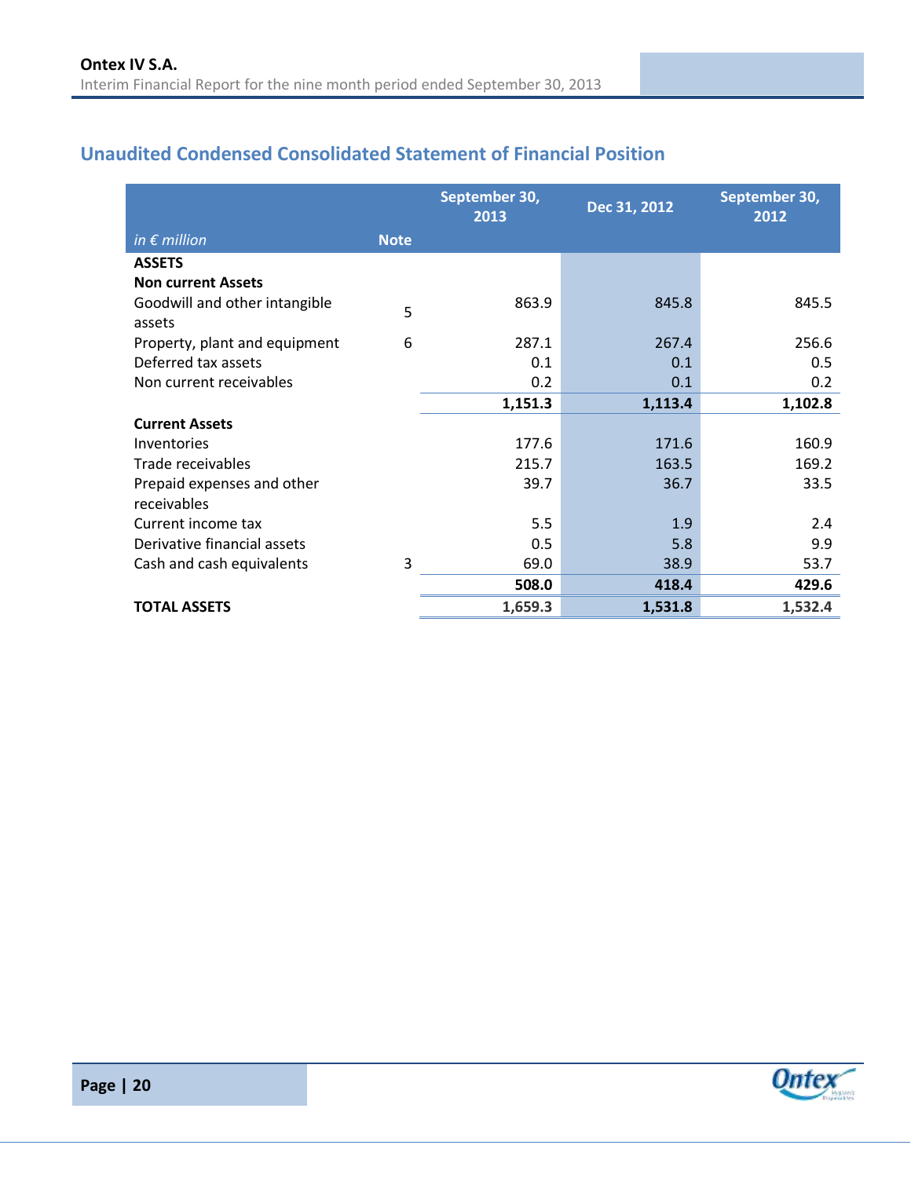## Unaudited Condensed Consolidated Statement of Financial Position

| *in € million* | Note | September 30, 2013 | Dec 31, 2012 | September 30, 2012 |
|---|---|---|---|---|
| **ASSETS** | | | | |
| **Non current Assets** | | | | |
| Goodwill and other intangible assets | 5 | 863.9 | 845.8 | 845.5 |
| Property, plant and equipment | 6 | 287.1 | 267.4 | 256.6 |
| Deferred tax assets | | 0.1 | 0.1 | 0.5 |
| Non current receivables | | 0.2 | 0.1 | 0.2 |
| | | **1,151.3** | **1,113.4** | **1,102.8** |
| **Current Assets** | | | | |
| Inventories | | 177.6 | 171.6 | 160.9 |
| Trade receivables | | 215.7 | 163.5 | 169.2 |
| Prepaid expenses and other receivables | | 39.7 | 36.7 | 33.5 |
| Current income tax | | 5.5 | 1.9 | 2.4 |
| Derivative financial assets | | 0.5 | 5.8 | 9.9 |
| Cash and cash equivalents | 3 | 69.0 | 38.9 | 53.7 |
| | | **508.0** | **418.4** | **429.6** |
| **TOTAL ASSETS** | | **1,659.3** | **1,531.8** | **1,532.4** |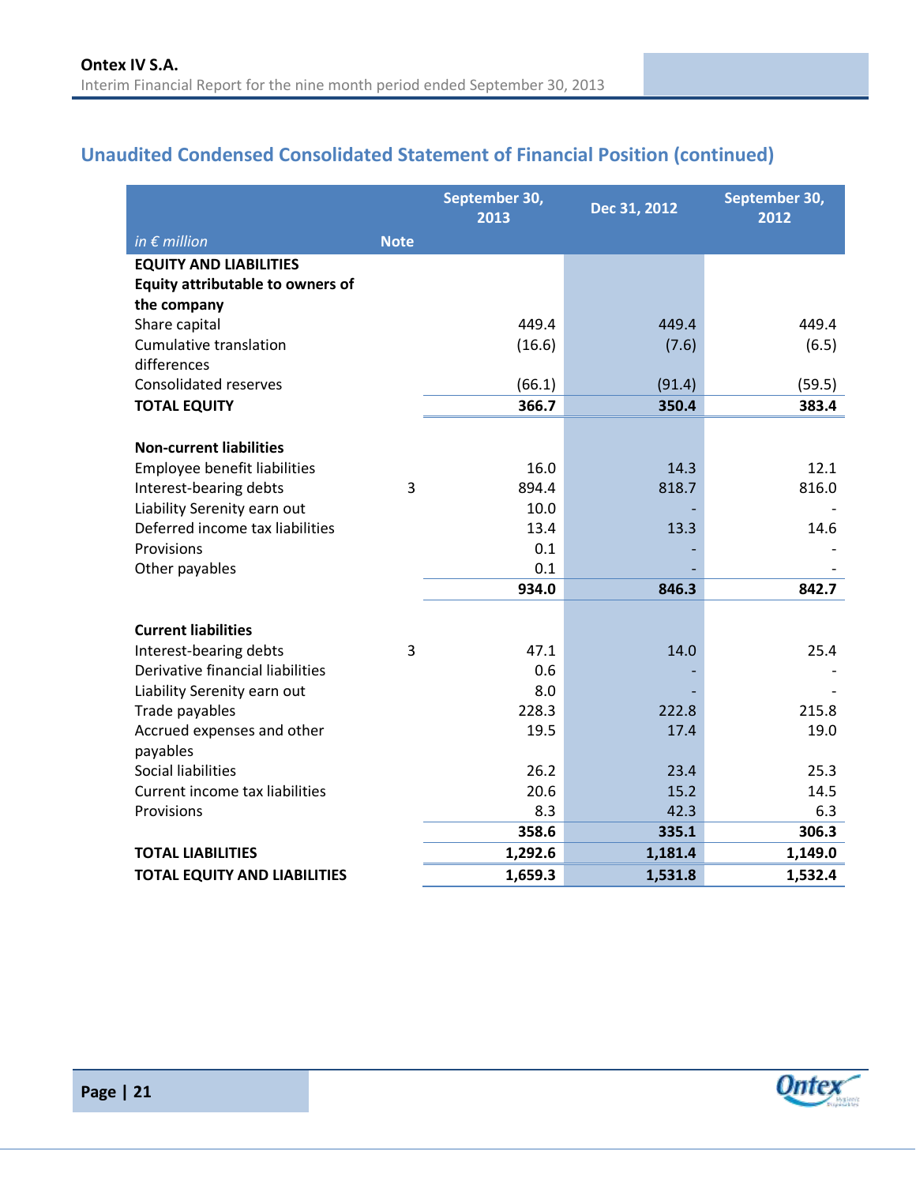## Unaudited Condensed Consolidated Statement of Financial Position (continued)

| *in € million* | Note | September 30, 2013 | Dec 31, 2012 | September 30, 2012 |
|---|---|---|---|---|
| **EQUITY AND LIABILITIES** | | | | |
| **Equity attributable to owners of the company** | | | | |
| Share capital | | 449.4 | 449.4 | 449.4 |
| Cumulative translation differences | | (16.6) | (7.6) | (6.5) |
| Consolidated reserves | | (66.1) | (91.4) | (59.5) |
| **TOTAL EQUITY** | | **366.7** | **350.4** | **383.4** |
| | | | | |
| **Non-current liabilities** | | | | |
| Employee benefit liabilities | | 16.0 | 14.3 | 12.1 |
| Interest-bearing debts | 3 | 894.4 | 818.7 | 816.0 |
| Liability Serenity earn out | | 10.0 | - | - |
| Deferred income tax liabilities | | 13.4 | 13.3 | 14.6 |
| Provisions | | 0.1 | - | - |
| Other payables | | 0.1 | - | - |
| | | **934.0** | **846.3** | **842.7** |
| | | | | |
| **Current liabilities** | | | | |
| Interest-bearing debts | 3 | 47.1 | 14.0 | 25.4 |
| Derivative financial liabilities | | 0.6 | - | - |
| Liability Serenity earn out | | 8.0 | - | - |
| Trade payables | | 228.3 | 222.8 | 215.8 |
| Accrued expenses and other payables | | 19.5 | 17.4 | 19.0 |
| Social liabilities | | 26.2 | 23.4 | 25.3 |
| Current income tax liabilities | | 20.6 | 15.2 | 14.5 |
| Provisions | | 8.3 | 42.3 | 6.3 |
| | | **358.6** | **335.1** | **306.3** |
| **TOTAL LIABILITIES** | | **1,292.6** | **1,181.4** | **1,149.0** |
| **TOTAL EQUITY AND LIABILITIES** | | **1,659.3** | **1,531.8** | **1,532.4** |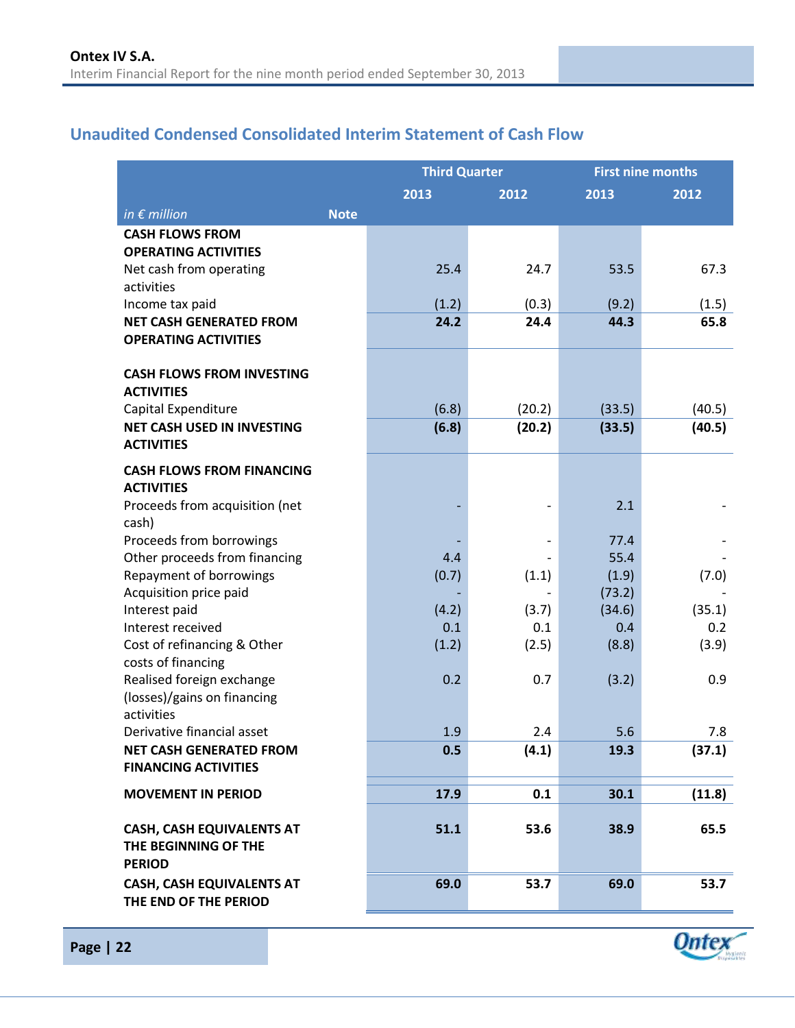## Unaudited Condensed Consolidated Interim Statement of Cash Flow

| | | Third Quarter | | First nine months | |
|---|---|---|---|---|---|
| | | 2013 | 2012 | 2013 | 2012 |
| *in € million* | Note | | | | |
| **CASH FLOWS FROM OPERATING ACTIVITIES** | | | | | |
| Net cash from operating activities | | 25.4 | 24.7 | 53.5 | 67.3 |
| Income tax paid | | (1.2) | (0.3) | (9.2) | (1.5) |
| **NET CASH GENERATED FROM OPERATING ACTIVITIES** | | **24.2** | **24.4** | **44.3** | **65.8** |
| **CASH FLOWS FROM INVESTING ACTIVITIES** | | | | | |
| Capital Expenditure | | (6.8) | (20.2) | (33.5) | (40.5) |
| **NET CASH USED IN INVESTING ACTIVITIES** | | **(6.8)** | **(20.2)** | **(33.5)** | **(40.5)** |
| **CASH FLOWS FROM FINANCING ACTIVITIES** | | | | | |
| Proceeds from acquisition (net cash) | | - | - | 2.1 | - |
| Proceeds from borrowings | | - | - | 77.4 | - |
| Other proceeds from financing | | 4.4 | - | 55.4 | - |
| Repayment of borrowings | | (0.7) | (1.1) | (1.9) | (7.0) |
| Acquisition price paid | | - | - | (73.2) | - |
| Interest paid | | (4.2) | (3.7) | (34.6) | (35.1) |
| Interest received | | 0.1 | 0.1 | 0.4 | 0.2 |
| Cost of refinancing & Other costs of financing | | (1.2) | (2.5) | (8.8) | (3.9) |
| Realised foreign exchange (losses)/gains on financing activities | | 0.2 | 0.7 | (3.2) | 0.9 |
| Derivative financial asset | | 1.9 | 2.4 | 5.6 | 7.8 |
| **NET CASH GENERATED FROM FINANCING ACTIVITIES** | | **0.5** | **(4.1)** | **19.3** | **(37.1)** |
| **MOVEMENT IN PERIOD** | | **17.9** | **0.1** | **30.1** | **(11.8)** |
| **CASH, CASH EQUIVALENTS AT THE BEGINNING OF THE PERIOD** | | **51.1** | **53.6** | **38.9** | **65.5** |
| **CASH, CASH EQUIVALENTS AT THE END OF THE PERIOD** | | **69.0** | **53.7** | **69.0** | **53.7** |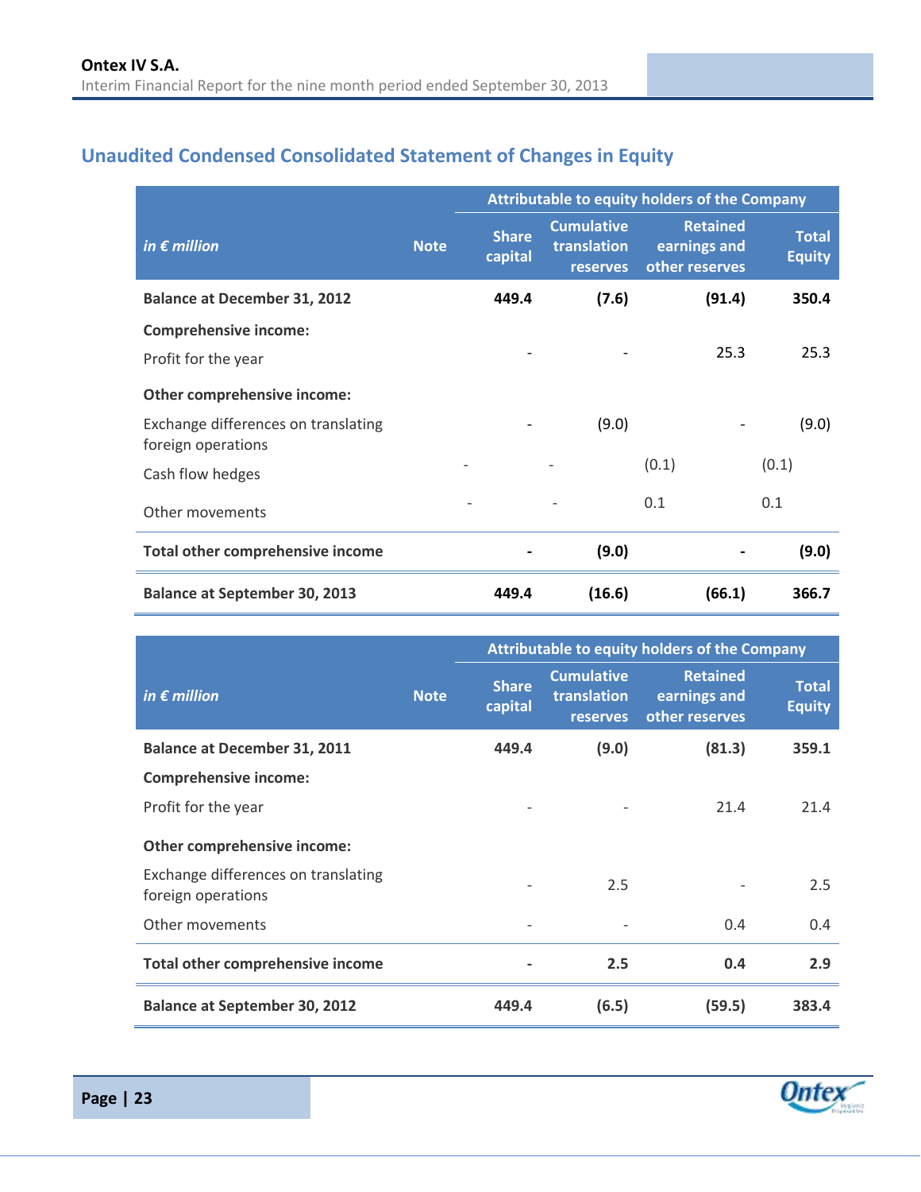## Unaudited Condensed Consolidated Statement of Changes in Equity

| *in € million* | Note | Attributable to equity holders of the Company | | | |
|---|---|---|---|---|---|
| | | Share capital | Cumulative translation reserves | Retained earnings and other reserves | Total Equity |
| **Balance at December 31, 2012** | | **449.4** | **(7.6)** | **(91.4)** | **350.4** |
| **Comprehensive income:** | | | | | |
| Profit for the year | | - | - | 25.3 | 25.3 |
| **Other comprehensive income:** | | | | | |
| Exchange differences on translating foreign operations | | - | (9.0) | - | (9.0) |
| Cash flow hedges | | - | - | (0.1) | (0.1) |
| Other movements | | - | - | 0.1 | 0.1 |
| **Total other comprehensive income** | | **-** | **(9.0)** | **-** | **(9.0)** |
| **Balance at September 30, 2013** | | **449.4** | **(16.6)** | **(66.1)** | **366.7** |

| *in € million* | Note | Attributable to equity holders of the Company | | | |
|---|---|---|---|---|---|
| | | Share capital | Cumulative translation reserves | Retained earnings and other reserves | Total Equity |
| **Balance at December 31, 2011** | | **449.4** | **(9.0)** | **(81.3)** | **359.1** |
| **Comprehensive income:** | | | | | |
| Profit for the year | | - | - | 21.4 | 21.4 |
| **Other comprehensive income:** | | | | | |
| Exchange differences on translating foreign operations | | - | 2.5 | - | 2.5 |
| Other movements | | - | - | 0.4 | 0.4 |
| **Total other comprehensive income** | | **-** | **2.5** | **0.4** | **2.9** |
| **Balance at September 30, 2012** | | **449.4** | **(6.5)** | **(59.5)** | **383.4** |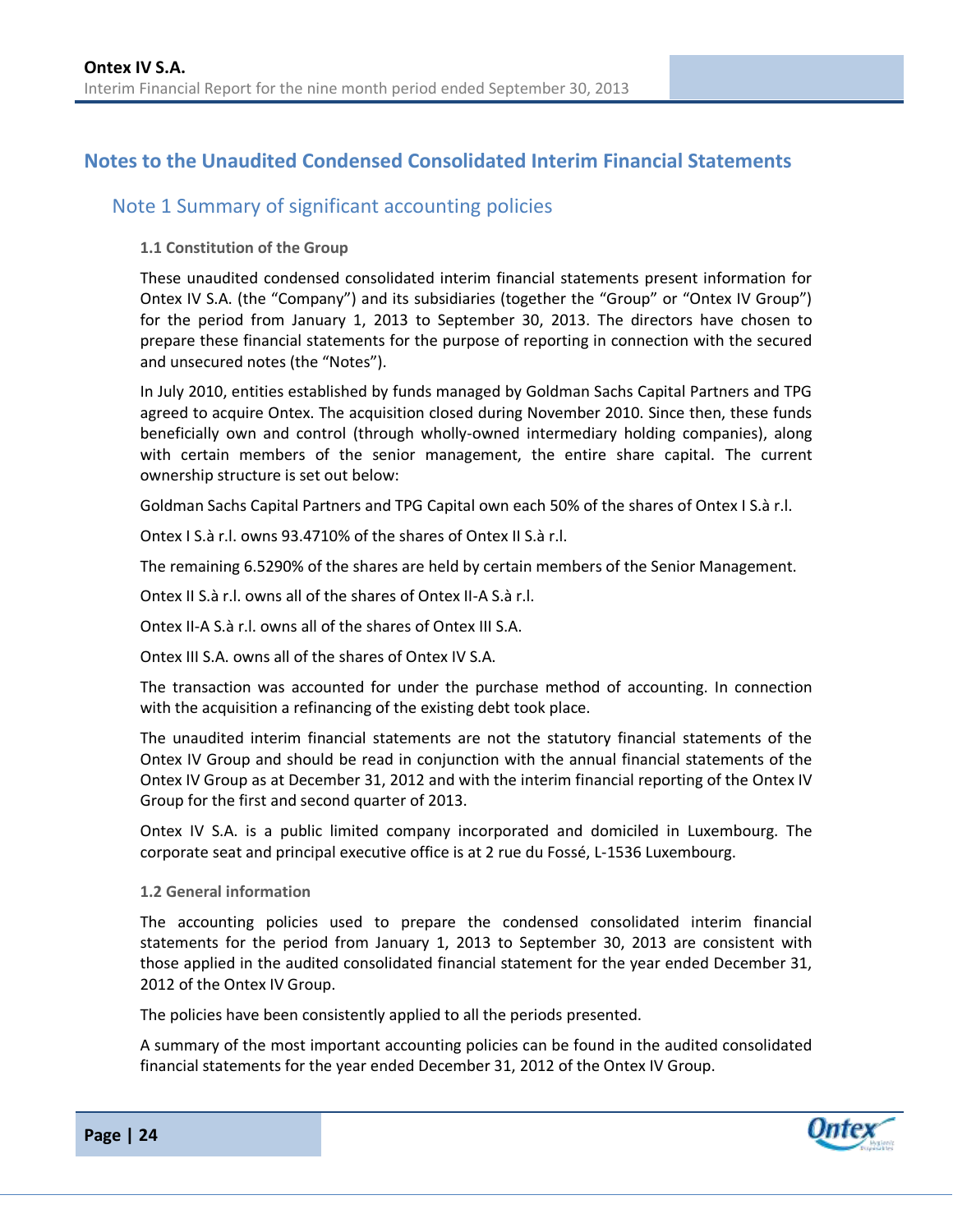## Notes to the Unaudited Condensed Consolidated Interim Financial Statements

### Note 1 Summary of significant accounting policies

#### 1.1 Constitution of the Group

These unaudited condensed consolidated interim financial statements present information for Ontex IV S.A. (the "Company") and its subsidiaries (together the "Group" or "Ontex IV Group") for the period from January 1, 2013 to September 30, 2013. The directors have chosen to prepare these financial statements for the purpose of reporting in connection with the secured and unsecured notes (the "Notes").

In July 2010, entities established by funds managed by Goldman Sachs Capital Partners and TPG agreed to acquire Ontex. The acquisition closed during November 2010. Since then, these funds beneficially own and control (through wholly-owned intermediary holding companies), along with certain members of the senior management, the entire share capital. The current ownership structure is set out below:

Goldman Sachs Capital Partners and TPG Capital own each 50% of the shares of Ontex I S.à r.l.

Ontex I S.à r.l. owns 93.4710% of the shares of Ontex II S.à r.l.

The remaining 6.5290% of the shares are held by certain members of the Senior Management.

Ontex II S.à r.l. owns all of the shares of Ontex II-A S.à r.l.

Ontex II-A S.à r.l. owns all of the shares of Ontex III S.A.

Ontex III S.A. owns all of the shares of Ontex IV S.A.

The transaction was accounted for under the purchase method of accounting. In connection with the acquisition a refinancing of the existing debt took place.

The unaudited interim financial statements are not the statutory financial statements of the Ontex IV Group and should be read in conjunction with the annual financial statements of the Ontex IV Group as at December 31, 2012 and with the interim financial reporting of the Ontex IV Group for the first and second quarter of 2013.

Ontex IV S.A. is a public limited company incorporated and domiciled in Luxembourg. The corporate seat and principal executive office is at 2 rue du Fossé, L-1536 Luxembourg.

#### 1.2 General information

The accounting policies used to prepare the condensed consolidated interim financial statements for the period from January 1, 2013 to September 30, 2013 are consistent with those applied in the audited consolidated financial statement for the year ended December 31, 2012 of the Ontex IV Group.

The policies have been consistently applied to all the periods presented.

A summary of the most important accounting policies can be found in the audited consolidated financial statements for the year ended December 31, 2012 of the Ontex IV Group.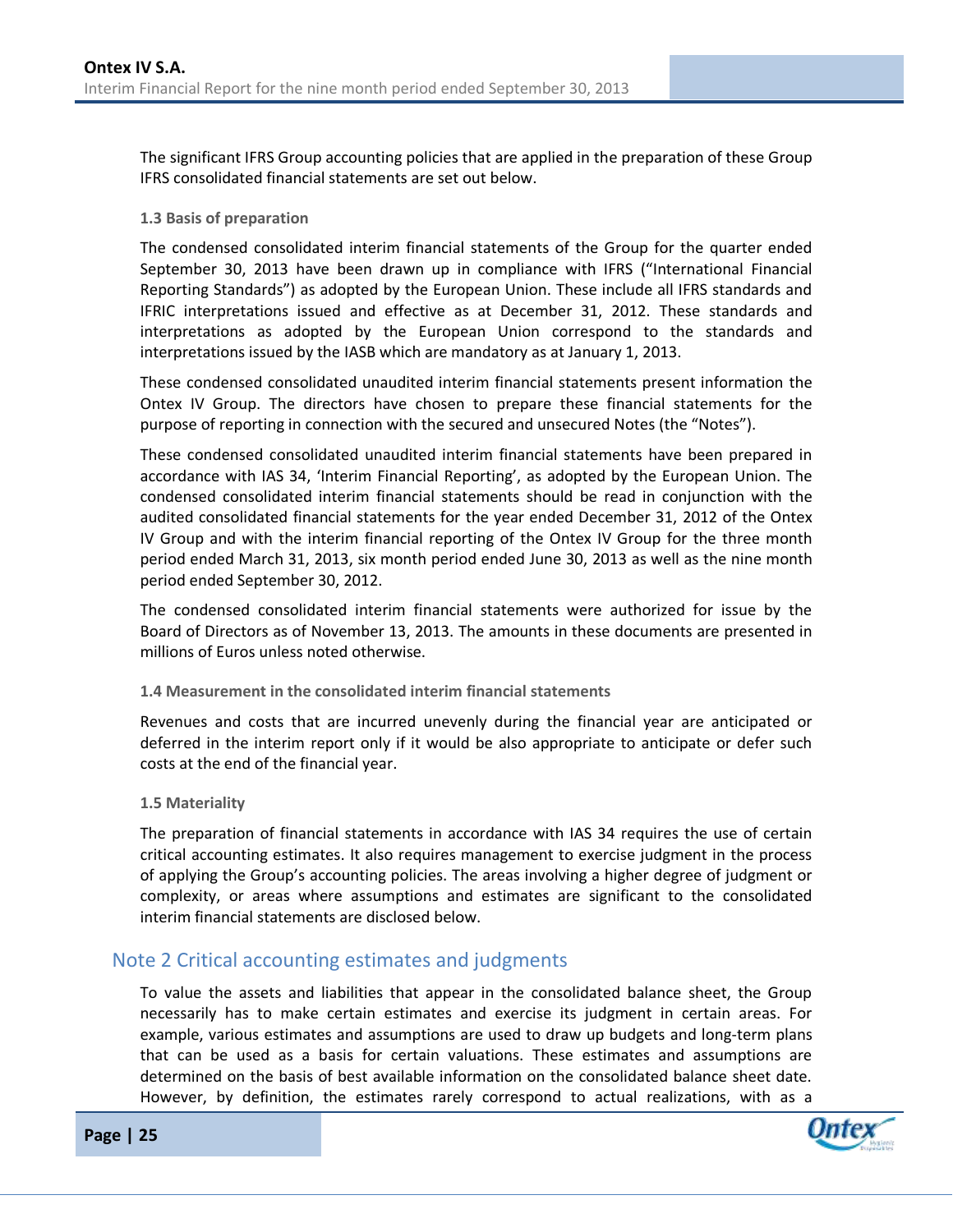The significant IFRS Group accounting policies that are applied in the preparation of these Group IFRS consolidated financial statements are set out below.

### 1.3 Basis of preparation

The condensed consolidated interim financial statements of the Group for the quarter ended September 30, 2013 have been drawn up in compliance with IFRS ("International Financial Reporting Standards") as adopted by the European Union. These include all IFRS standards and IFRIC interpretations issued and effective as at December 31, 2012. These standards and interpretations as adopted by the European Union correspond to the standards and interpretations issued by the IASB which are mandatory as at January 1, 2013.

These condensed consolidated unaudited interim financial statements present information the Ontex IV Group. The directors have chosen to prepare these financial statements for the purpose of reporting in connection with the secured and unsecured Notes (the "Notes").

These condensed consolidated unaudited interim financial statements have been prepared in accordance with IAS 34, 'Interim Financial Reporting', as adopted by the European Union. The condensed consolidated interim financial statements should be read in conjunction with the audited consolidated financial statements for the year ended December 31, 2012 of the Ontex IV Group and with the interim financial reporting of the Ontex IV Group for the three month period ended March 31, 2013, six month period ended June 30, 2013 as well as the nine month period ended September 30, 2012.

The condensed consolidated interim financial statements were authorized for issue by the Board of Directors as of November 13, 2013. The amounts in these documents are presented in millions of Euros unless noted otherwise.

### 1.4 Measurement in the consolidated interim financial statements

Revenues and costs that are incurred unevenly during the financial year are anticipated or deferred in the interim report only if it would be also appropriate to anticipate or defer such costs at the end of the financial year.

### 1.5 Materiality

The preparation of financial statements in accordance with IAS 34 requires the use of certain critical accounting estimates. It also requires management to exercise judgment in the process of applying the Group's accounting policies. The areas involving a higher degree of judgment or complexity, or areas where assumptions and estimates are significant to the consolidated interim financial statements are disclosed below.

## Note 2 Critical accounting estimates and judgments

To value the assets and liabilities that appear in the consolidated balance sheet, the Group necessarily has to make certain estimates and exercise its judgment in certain areas. For example, various estimates and assumptions are used to draw up budgets and long-term plans that can be used as a basis for certain valuations. These estimates and assumptions are determined on the basis of best available information on the consolidated balance sheet date. However, by definition, the estimates rarely correspond to actual realizations, with as a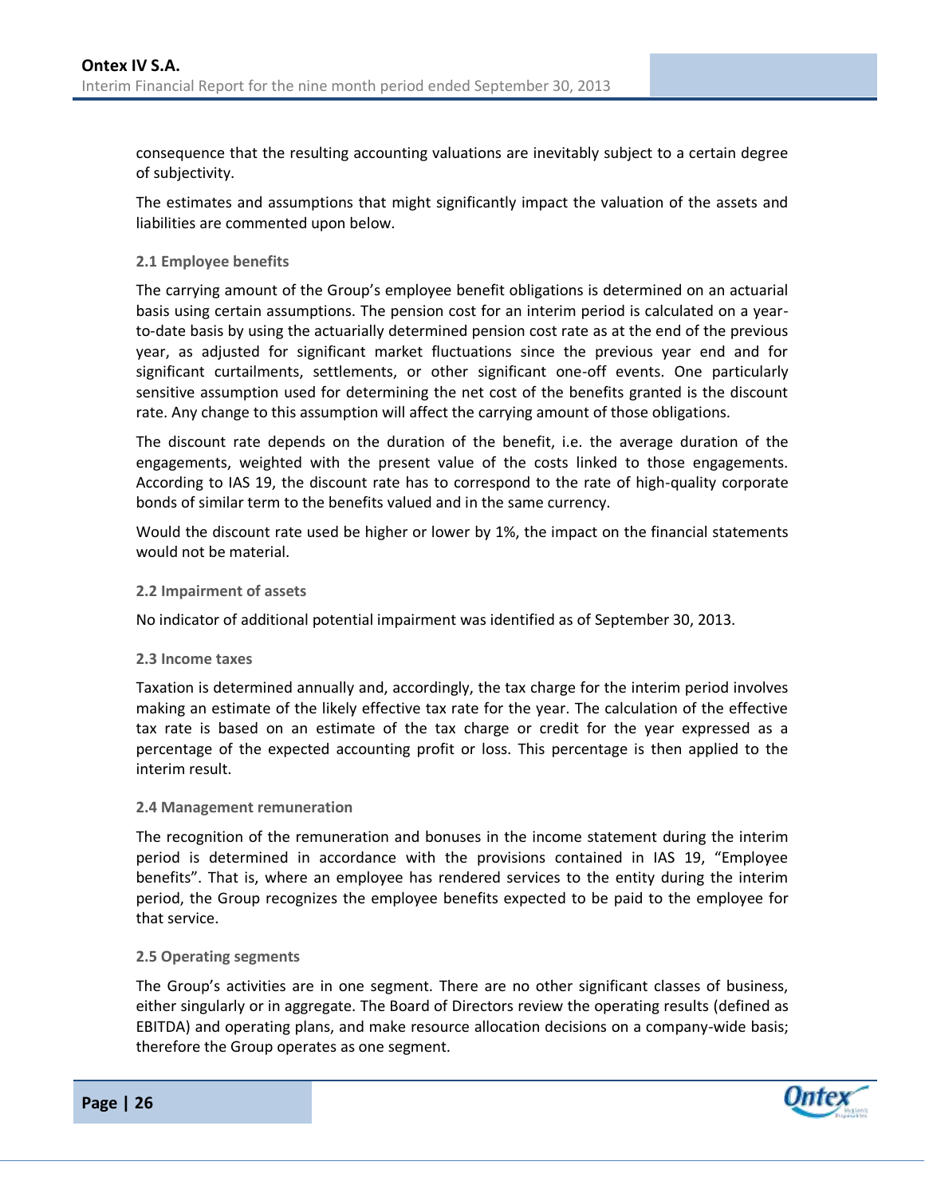consequence that the resulting accounting valuations are inevitably subject to a certain degree of subjectivity.

The estimates and assumptions that might significantly impact the valuation of the assets and liabilities are commented upon below.

### 2.1 Employee benefits

The carrying amount of the Group's employee benefit obligations is determined on an actuarial basis using certain assumptions. The pension cost for an interim period is calculated on a year-to-date basis by using the actuarially determined pension cost rate as at the end of the previous year, as adjusted for significant market fluctuations since the previous year end and for significant curtailments, settlements, or other significant one-off events. One particularly sensitive assumption used for determining the net cost of the benefits granted is the discount rate. Any change to this assumption will affect the carrying amount of those obligations.

The discount rate depends on the duration of the benefit, i.e. the average duration of the engagements, weighted with the present value of the costs linked to those engagements. According to IAS 19, the discount rate has to correspond to the rate of high-quality corporate bonds of similar term to the benefits valued and in the same currency.

Would the discount rate used be higher or lower by 1%, the impact on the financial statements would not be material.

### 2.2 Impairment of assets

No indicator of additional potential impairment was identified as of September 30, 2013.

### 2.3 Income taxes

Taxation is determined annually and, accordingly, the tax charge for the interim period involves making an estimate of the likely effective tax rate for the year. The calculation of the effective tax rate is based on an estimate of the tax charge or credit for the year expressed as a percentage of the expected accounting profit or loss. This percentage is then applied to the interim result.

### 2.4 Management remuneration

The recognition of the remuneration and bonuses in the income statement during the interim period is determined in accordance with the provisions contained in IAS 19, "Employee benefits". That is, where an employee has rendered services to the entity during the interim period, the Group recognizes the employee benefits expected to be paid to the employee for that service.

### 2.5 Operating segments

The Group's activities are in one segment. There are no other significant classes of business, either singularly or in aggregate. The Board of Directors review the operating results (defined as EBITDA) and operating plans, and make resource allocation decisions on a company-wide basis; therefore the Group operates as one segment.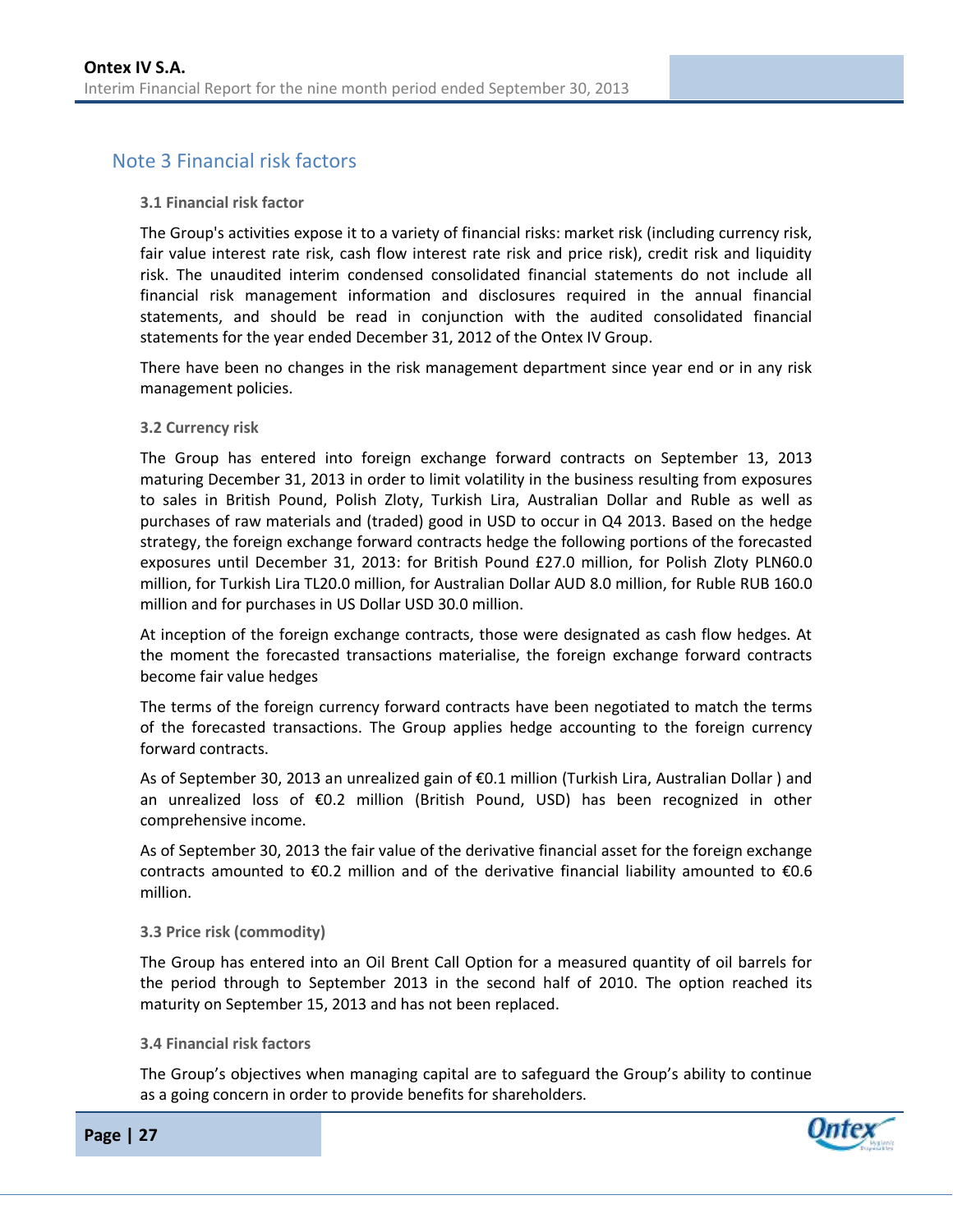## Note 3 Financial risk factors

### 3.1 Financial risk factor

The Group's activities expose it to a variety of financial risks: market risk (including currency risk, fair value interest rate risk, cash flow interest rate risk and price risk), credit risk and liquidity risk. The unaudited interim condensed consolidated financial statements do not include all financial risk management information and disclosures required in the annual financial statements, and should be read in conjunction with the audited consolidated financial statements for the year ended December 31, 2012 of the Ontex IV Group.

There have been no changes in the risk management department since year end or in any risk management policies.

### 3.2 Currency risk

The Group has entered into foreign exchange forward contracts on September 13, 2013 maturing December 31, 2013 in order to limit volatility in the business resulting from exposures to sales in British Pound, Polish Zloty, Turkish Lira, Australian Dollar and Ruble as well as purchases of raw materials and (traded) good in USD to occur in Q4 2013. Based on the hedge strategy, the foreign exchange forward contracts hedge the following portions of the forecasted exposures until December 31, 2013: for British Pound £27.0 million, for Polish Zloty PLN60.0 million, for Turkish Lira TL20.0 million, for Australian Dollar AUD 8.0 million, for Ruble RUB 160.0 million and for purchases in US Dollar USD 30.0 million.

At inception of the foreign exchange contracts, those were designated as cash flow hedges. At the moment the forecasted transactions materialise, the foreign exchange forward contracts become fair value hedges

The terms of the foreign currency forward contracts have been negotiated to match the terms of the forecasted transactions. The Group applies hedge accounting to the foreign currency forward contracts.

As of September 30, 2013 an unrealized gain of €0.1 million (Turkish Lira, Australian Dollar ) and an unrealized loss of €0.2 million (British Pound, USD) has been recognized in other comprehensive income.

As of September 30, 2013 the fair value of the derivative financial asset for the foreign exchange contracts amounted to €0.2 million and of the derivative financial liability amounted to €0.6 million.

### 3.3 Price risk (commodity)

The Group has entered into an Oil Brent Call Option for a measured quantity of oil barrels for the period through to September 2013 in the second half of 2010. The option reached its maturity on September 15, 2013 and has not been replaced.

### 3.4 Financial risk factors

The Group's objectives when managing capital are to safeguard the Group's ability to continue as a going concern in order to provide benefits for shareholders.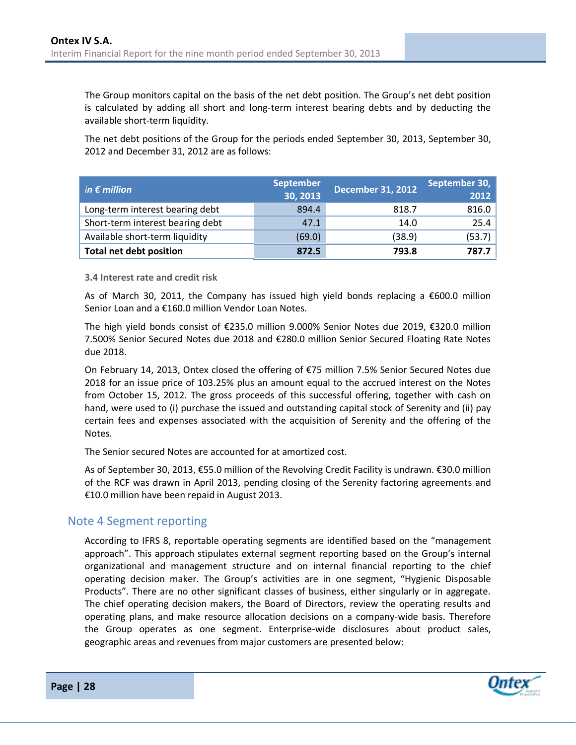The Group monitors capital on the basis of the net debt position. The Group's net debt position is calculated by adding all short and long-term interest bearing debts and by deducting the available short-term liquidity.

The net debt positions of the Group for the periods ended September 30, 2013, September 30, 2012 and December 31, 2012 are as follows:

| *in € million* | September 30, 2013 | December 31, 2012 | September 30, 2012 |
|---|---|---|---|
| Long-term interest bearing debt | 894.4 | 818.7 | 816.0 |
| Short-term interest bearing debt | 47.1 | 14.0 | 25.4 |
| Available short-term liquidity | (69.0) | (38.9) | (53.7) |
| **Total net debt position** | **872.5** | **793.8** | **787.7** |

### 3.4 Interest rate and credit risk

As of March 30, 2011, the Company has issued high yield bonds replacing a €600.0 million Senior Loan and a €160.0 million Vendor Loan Notes.

The high yield bonds consist of €235.0 million 9.000% Senior Notes due 2019, €320.0 million 7.500% Senior Secured Notes due 2018 and €280.0 million Senior Secured Floating Rate Notes due 2018.

On February 14, 2013, Ontex closed the offering of €75 million 7.5% Senior Secured Notes due 2018 for an issue price of 103.25% plus an amount equal to the accrued interest on the Notes from October 15, 2012. The gross proceeds of this successful offering, together with cash on hand, were used to (i) purchase the issued and outstanding capital stock of Serenity and (ii) pay certain fees and expenses associated with the acquisition of Serenity and the offering of the Notes.

The Senior secured Notes are accounted for at amortized cost.

As of September 30, 2013, €55.0 million of the Revolving Credit Facility is undrawn. €30.0 million of the RCF was drawn in April 2013, pending closing of the Serenity factoring agreements and €10.0 million have been repaid in August 2013.

## Note 4 Segment reporting

According to IFRS 8, reportable operating segments are identified based on the "management approach". This approach stipulates external segment reporting based on the Group's internal organizational and management structure and on internal financial reporting to the chief operating decision maker. The Group's activities are in one segment, "Hygienic Disposable Products". There are no other significant classes of business, either singularly or in aggregate. The chief operating decision makers, the Board of Directors, review the operating results and operating plans, and make resource allocation decisions on a company-wide basis. Therefore the Group operates as one segment. Enterprise-wide disclosures about product sales, geographic areas and revenues from major customers are presented below: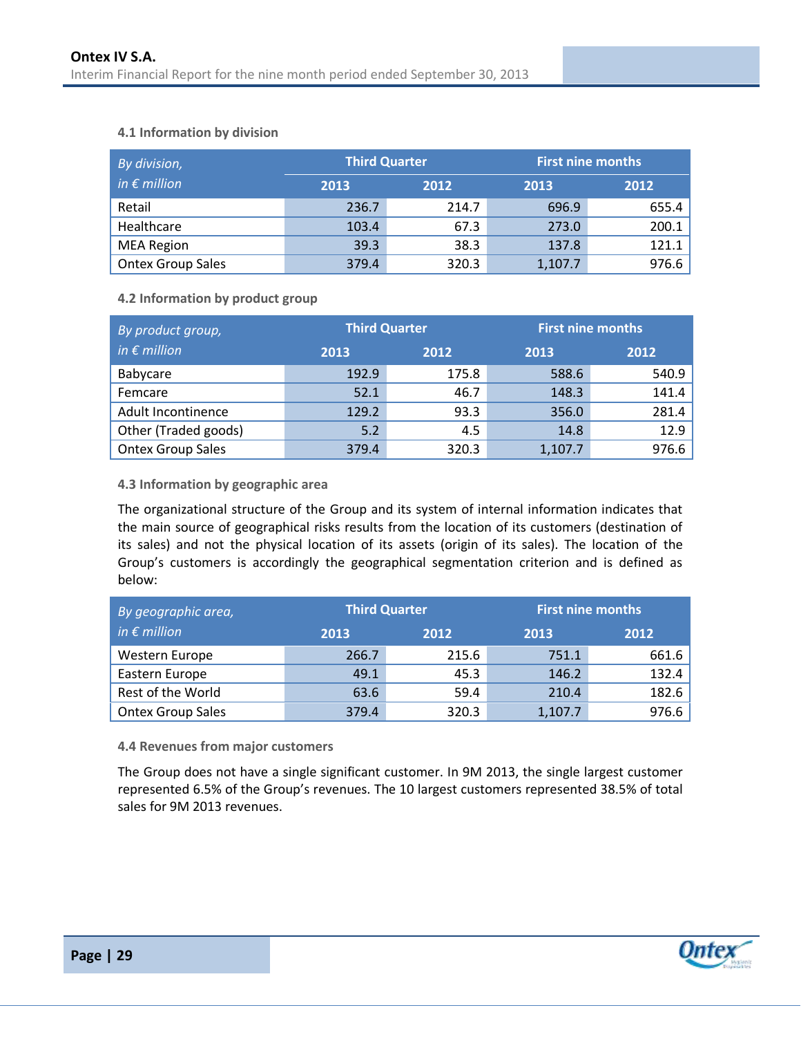### 4.1 Information by division

| *By division, in € million* | Third Quarter | | First nine months | |
|---|---|---|---|---|
| | 2013 | 2012 | 2013 | 2012 |
| Retail | 236.7 | 214.7 | 696.9 | 655.4 |
| Healthcare | 103.4 | 67.3 | 273.0 | 200.1 |
| MEA Region | 39.3 | 38.3 | 137.8 | 121.1 |
| Ontex Group Sales | 379.4 | 320.3 | 1,107.7 | 976.6 |

### 4.2 Information by product group

| *By product group, in € million* | Third Quarter | | First nine months | |
|---|---|---|---|---|
| | 2013 | 2012 | 2013 | 2012 |
| Babycare | 192.9 | 175.8 | 588.6 | 540.9 |
| Femcare | 52.1 | 46.7 | 148.3 | 141.4 |
| Adult Incontinence | 129.2 | 93.3 | 356.0 | 281.4 |
| Other (Traded goods) | 5.2 | 4.5 | 14.8 | 12.9 |
| Ontex Group Sales | 379.4 | 320.3 | 1,107.7 | 976.6 |

### 4.3 Information by geographic area

The organizational structure of the Group and its system of internal information indicates that the main source of geographical risks results from the location of its customers (destination of its sales) and not the physical location of its assets (origin of its sales). The location of the Group's customers is accordingly the geographical segmentation criterion and is defined as below:

| *By geographic area, in € million* | Third Quarter | | First nine months | |
|---|---|---|---|---|
| | 2013 | 2012 | 2013 | 2012 |
| Western Europe | 266.7 | 215.6 | 751.1 | 661.6 |
| Eastern Europe | 49.1 | 45.3 | 146.2 | 132.4 |
| Rest of the World | 63.6 | 59.4 | 210.4 | 182.6 |
| Ontex Group Sales | 379.4 | 320.3 | 1,107.7 | 976.6 |

### 4.4 Revenues from major customers

The Group does not have a single significant customer. In 9M 2013, the single largest customer represented 6.5% of the Group's revenues. The 10 largest customers represented 38.5% of total sales for 9M 2013 revenues.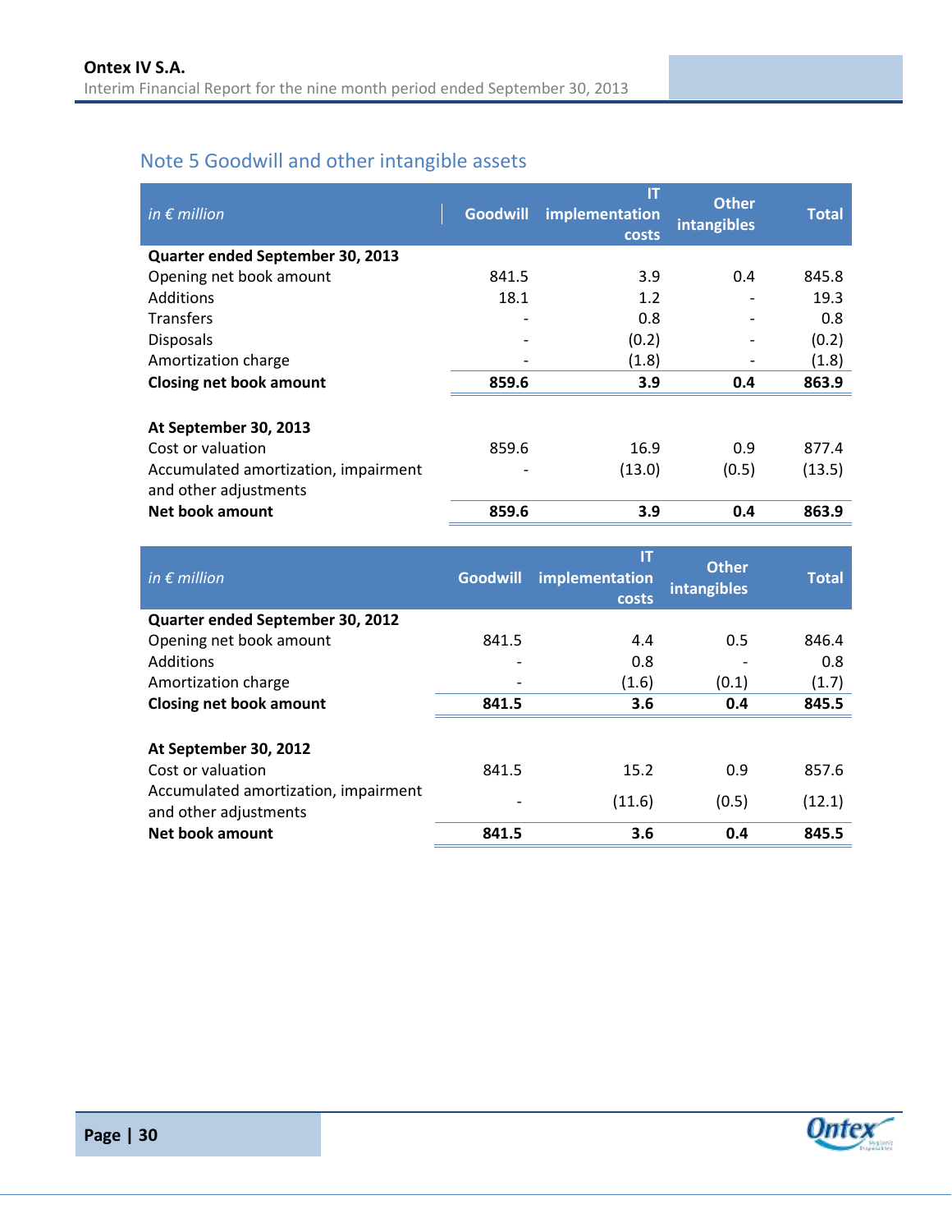## Note 5 Goodwill and other intangible assets

| *in € million* | Goodwill | IT implementation costs | Other intangibles | Total |
|---|---|---|---|---|
| **Quarter ended September 30, 2013** | | | | |
| Opening net book amount | 841.5 | 3.9 | 0.4 | 845.8 |
| Additions | 18.1 | 1.2 | - | 19.3 |
| Transfers | - | 0.8 | - | 0.8 |
| Disposals | - | (0.2) | - | (0.2) |
| Amortization charge | - | (1.8) | - | (1.8) |
| **Closing net book amount** | **859.6** | **3.9** | **0.4** | **863.9** |
| | | | | |
| **At September 30, 2013** | | | | |
| Cost or valuation | 859.6 | 16.9 | 0.9 | 877.4 |
| Accumulated amortization, impairment and other adjustments | - | (13.0) | (0.5) | (13.5) |
| **Net book amount** | **859.6** | **3.9** | **0.4** | **863.9** |

| *in € million* | Goodwill | IT implementation costs | Other intangibles | Total |
|---|---|---|---|---|
| **Quarter ended September 30, 2012** | | | | |
| Opening net book amount | 841.5 | 4.4 | 0.5 | 846.4 |
| Additions | - | 0.8 | - | 0.8 |
| Amortization charge | - | (1.6) | (0.1) | (1.7) |
| **Closing net book amount** | **841.5** | **3.6** | **0.4** | **845.5** |
| | | | | |
| **At September 30, 2012** | | | | |
| Cost or valuation | 841.5 | 15.2 | 0.9 | 857.6 |
| Accumulated amortization, impairment and other adjustments | - | (11.6) | (0.5) | (12.1) |
| **Net book amount** | **841.5** | **3.6** | **0.4** | **845.5** |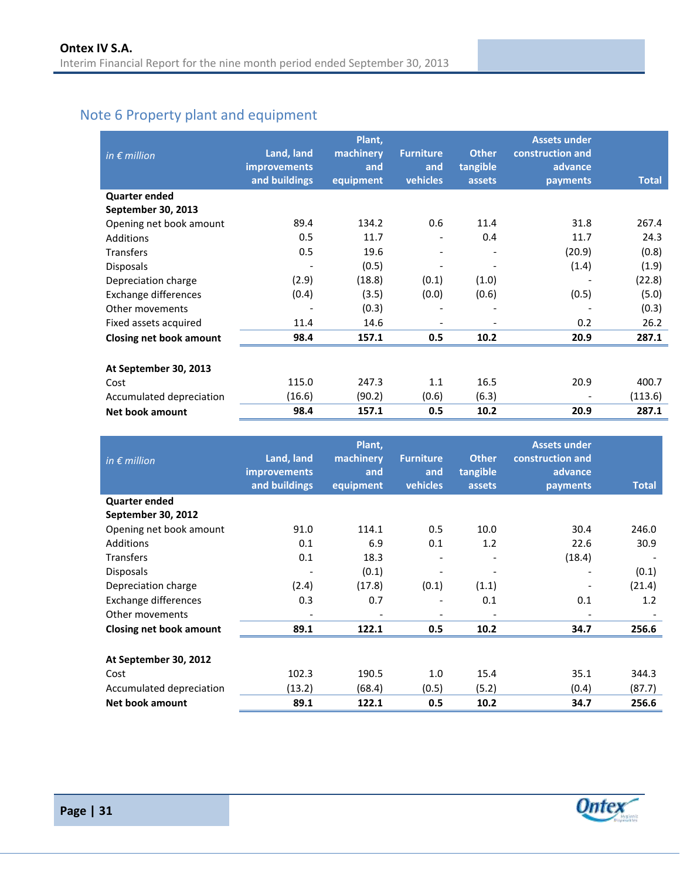## Note 6 Property plant and equipment

| *in € million* | Land, land improvements and buildings | Plant, machinery and equipment | Furniture and vehicles | Other tangible assets | Assets under construction and advance payments | Total |
|---|---|---|---|---|---|---|
| **Quarter ended September 30, 2013** | | | | | | |
| Opening net book amount | 89.4 | 134.2 | 0.6 | 11.4 | 31.8 | 267.4 |
| Additions | 0.5 | 11.7 | - | 0.4 | 11.7 | 24.3 |
| Transfers | 0.5 | 19.6 | - | - | (20.9) | (0.8) |
| Disposals | - | (0.5) | - | - | (1.4) | (1.9) |
| Depreciation charge | (2.9) | (18.8) | (0.1) | (1.0) | - | (22.8) |
| Exchange differences | (0.4) | (3.5) | (0.0) | (0.6) | (0.5) | (5.0) |
| Other movements | - | (0.3) | - | - | - | (0.3) |
| Fixed assets acquired | 11.4 | 14.6 | - | - | 0.2 | 26.2 |
| **Closing net book amount** | **98.4** | **157.1** | **0.5** | **10.2** | **20.9** | **287.1** |
| | | | | | | |
| **At September 30, 2013** | | | | | | |
| Cost | 115.0 | 247.3 | 1.1 | 16.5 | 20.9 | 400.7 |
| Accumulated depreciation | (16.6) | (90.2) | (0.6) | (6.3) | - | (113.6) |
| **Net book amount** | **98.4** | **157.1** | **0.5** | **10.2** | **20.9** | **287.1** |

| *in € million* | Land, land improvements and buildings | Plant, machinery and equipment | Furniture and vehicles | Other tangible assets | Assets under construction and advance payments | Total |
|---|---|---|---|---|---|---|
| **Quarter ended September 30, 2012** | | | | | | |
| Opening net book amount | 91.0 | 114.1 | 0.5 | 10.0 | 30.4 | 246.0 |
| Additions | 0.1 | 6.9 | 0.1 | 1.2 | 22.6 | 30.9 |
| Transfers | 0.1 | 18.3 | - | - | (18.4) | - |
| Disposals | - | (0.1) | - | - | - | (0.1) |
| Depreciation charge | (2.4) | (17.8) | (0.1) | (1.1) | - | (21.4) |
| Exchange differences | 0.3 | 0.7 | - | 0.1 | 0.1 | 1.2 |
| Other movements | - | - | - | - | - | - |
| **Closing net book amount** | **89.1** | **122.1** | **0.5** | **10.2** | **34.7** | **256.6** |
| | | | | | | |
| **At September 30, 2012** | | | | | | |
| Cost | 102.3 | 190.5 | 1.0 | 15.4 | 35.1 | 344.3 |
| Accumulated depreciation | (13.2) | (68.4) | (0.5) | (5.2) | (0.4) | (87.7) |
| **Net book amount** | **89.1** | **122.1** | **0.5** | **10.2** | **34.7** | **256.6** |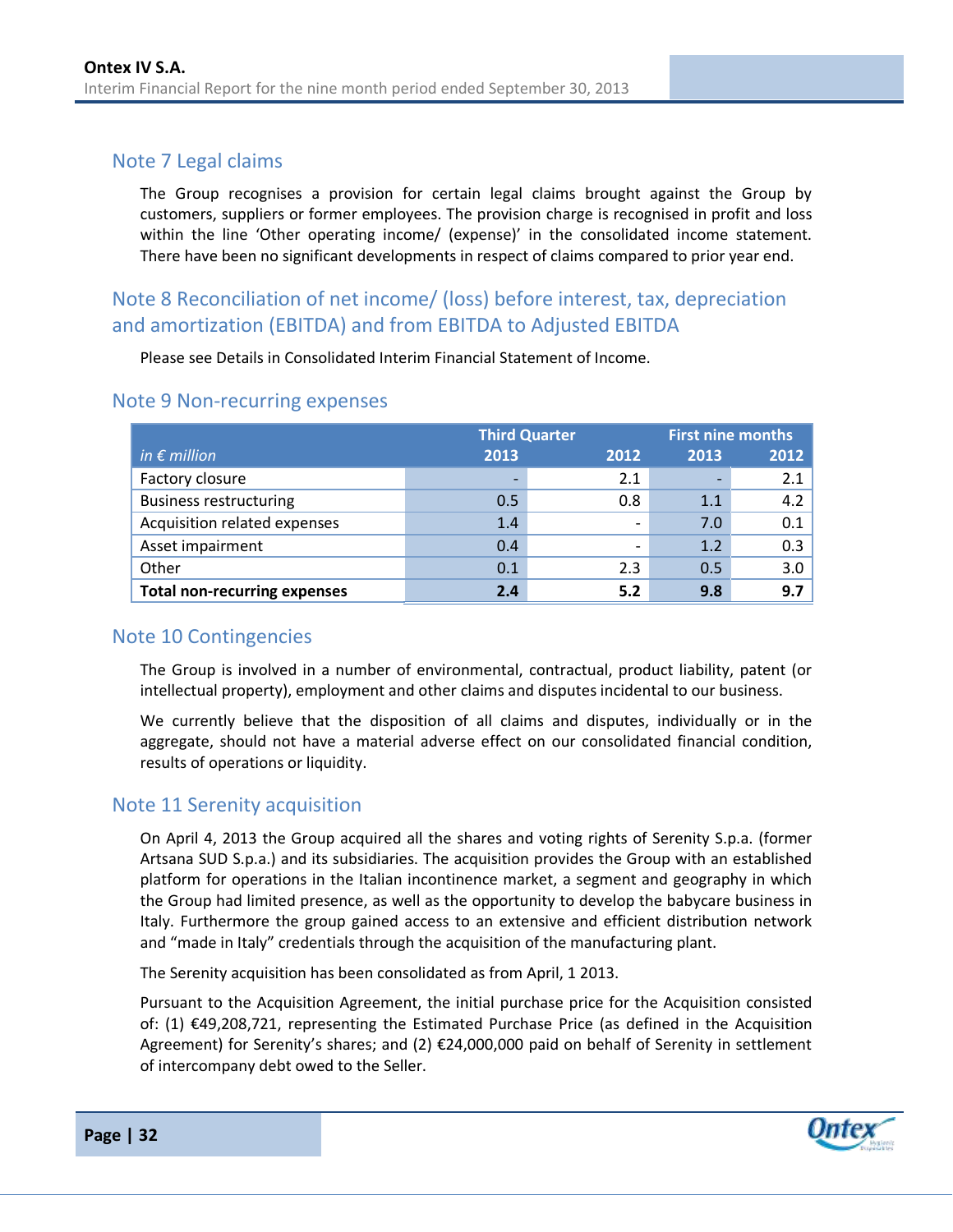## Note 7 Legal claims

The Group recognises a provision for certain legal claims brought against the Group by customers, suppliers or former employees. The provision charge is recognised in profit and loss within the line 'Other operating income/ (expense)' in the consolidated income statement. There have been no significant developments in respect of claims compared to prior year end.

## Note 8 Reconciliation of net income/ (loss) before interest, tax, depreciation and amortization (EBITDA) and from EBITDA to Adjusted EBITDA

Please see Details in Consolidated Interim Financial Statement of Income.

## Note 9 Non-recurring expenses

| *in € million* | Third Quarter 2013 | 2012 | First nine months 2013 | 2012 |
|---|---|---|---|---|
| Factory closure | - | 2.1 | - | 2.1 |
| Business restructuring | 0.5 | 0.8 | 1.1 | 4.2 |
| Acquisition related expenses | 1.4 | - | 7.0 | 0.1 |
| Asset impairment | 0.4 | - | 1.2 | 0.3 |
| Other | 0.1 | 2.3 | 0.5 | 3.0 |
| **Total non-recurring expenses** | **2.4** | **5.2** | **9.8** | **9.7** |

## Note 10 Contingencies

The Group is involved in a number of environmental, contractual, product liability, patent (or intellectual property), employment and other claims and disputes incidental to our business.

We currently believe that the disposition of all claims and disputes, individually or in the aggregate, should not have a material adverse effect on our consolidated financial condition, results of operations or liquidity.

## Note 11 Serenity acquisition

On April 4, 2013 the Group acquired all the shares and voting rights of Serenity S.p.a. (former Artsana SUD S.p.a.) and its subsidiaries. The acquisition provides the Group with an established platform for operations in the Italian incontinence market, a segment and geography in which the Group had limited presence, as well as the opportunity to develop the babycare business in Italy. Furthermore the group gained access to an extensive and efficient distribution network and "made in Italy" credentials through the acquisition of the manufacturing plant.

The Serenity acquisition has been consolidated as from April, 1 2013.

Pursuant to the Acquisition Agreement, the initial purchase price for the Acquisition consisted of: (1) €49,208,721, representing the Estimated Purchase Price (as defined in the Acquisition Agreement) for Serenity's shares; and (2) €24,000,000 paid on behalf of Serenity in settlement of intercompany debt owed to the Seller.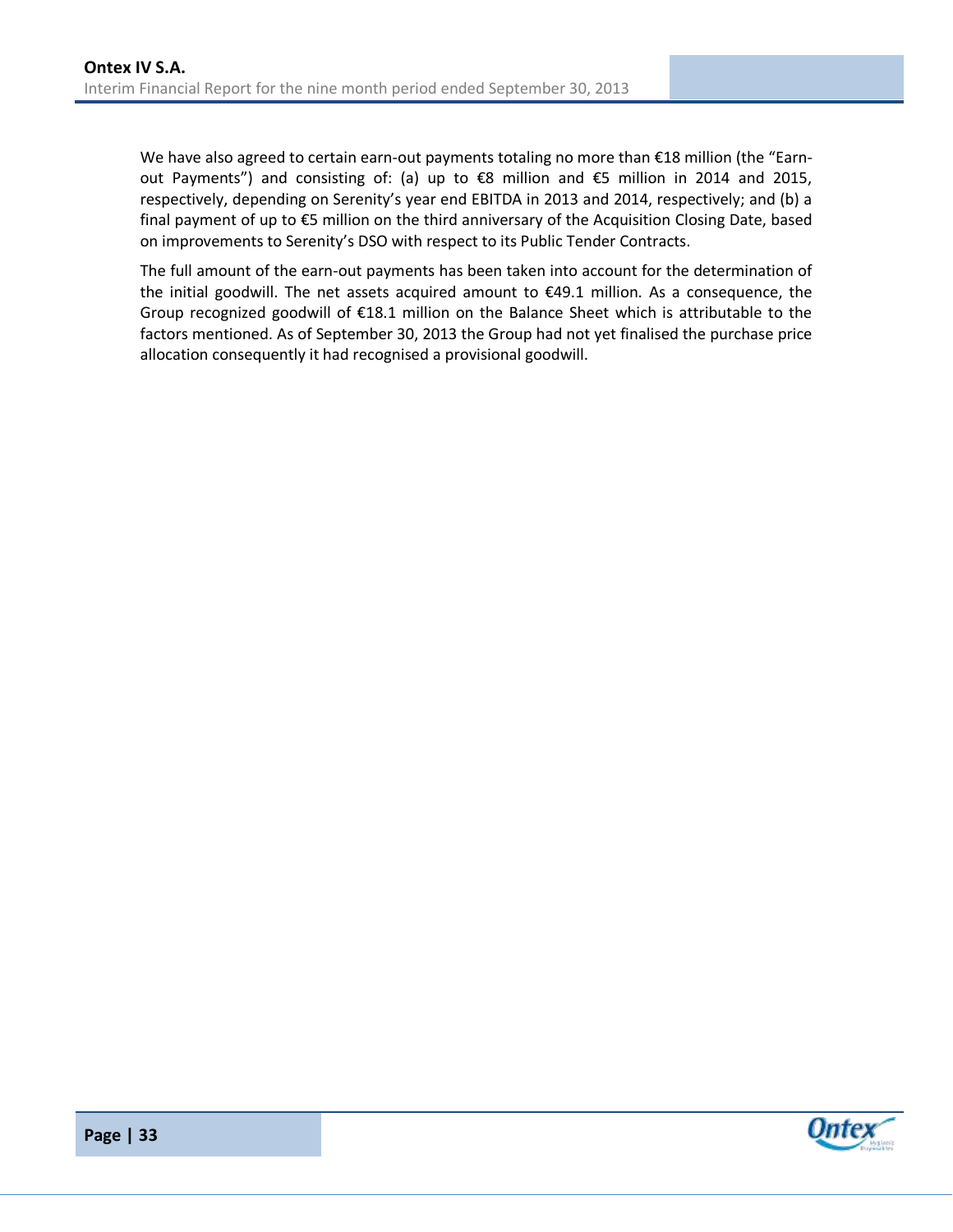We have also agreed to certain earn-out payments totaling no more than €18 million (the "Earn-out Payments") and consisting of: (a) up to €8 million and €5 million in 2014 and 2015, respectively, depending on Serenity's year end EBITDA in 2013 and 2014, respectively; and (b) a final payment of up to €5 million on the third anniversary of the Acquisition Closing Date, based on improvements to Serenity's DSO with respect to its Public Tender Contracts.

The full amount of the earn-out payments has been taken into account for the determination of the initial goodwill. The net assets acquired amount to €49.1 million. As a consequence, the Group recognized goodwill of €18.1 million on the Balance Sheet which is attributable to the factors mentioned. As of September 30, 2013 the Group had not yet finalised the purchase price allocation consequently it had recognised a provisional goodwill.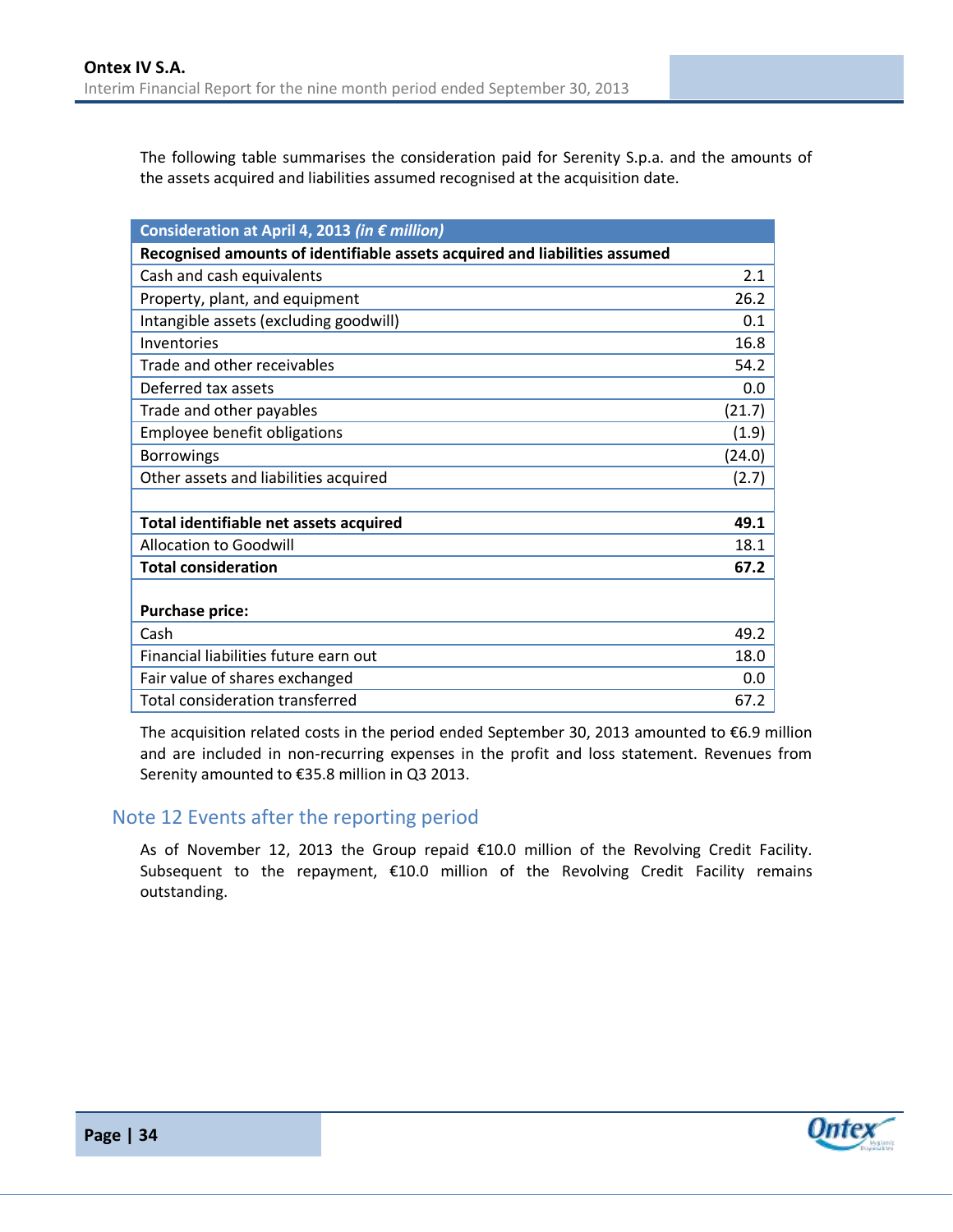The following table summarises the consideration paid for Serenity S.p.a. and the amounts of the assets acquired and liabilities assumed recognised at the acquisition date.

| Consideration at April 4, 2013 *(in € million)* | |
|---|---|
| **Recognised amounts of identifiable assets acquired and liabilities assumed** | |
| Cash and cash equivalents | 2.1 |
| Property, plant, and equipment | 26.2 |
| Intangible assets (excluding goodwill) | 0.1 |
| Inventories | 16.8 |
| Trade and other receivables | 54.2 |
| Deferred tax assets | 0.0 |
| Trade and other payables | (21.7) |
| Employee benefit obligations | (1.9) |
| Borrowings | (24.0) |
| Other assets and liabilities acquired | (2.7) |
| | |
| **Total identifiable net assets acquired** | **49.1** |
| Allocation to Goodwill | 18.1 |
| **Total consideration** | **67.2** |
| | |
| **Purchase price:** | |
| Cash | 49.2 |
| Financial liabilities future earn out | 18.0 |
| Fair value of shares exchanged | 0.0 |
| Total consideration transferred | 67.2 |

The acquisition related costs in the period ended September 30, 2013 amounted to €6.9 million and are included in non-recurring expenses in the profit and loss statement. Revenues from Serenity amounted to €35.8 million in Q3 2013.

## Note 12 Events after the reporting period

As of November 12, 2013 the Group repaid €10.0 million of the Revolving Credit Facility. Subsequent to the repayment, €10.0 million of the Revolving Credit Facility remains outstanding.